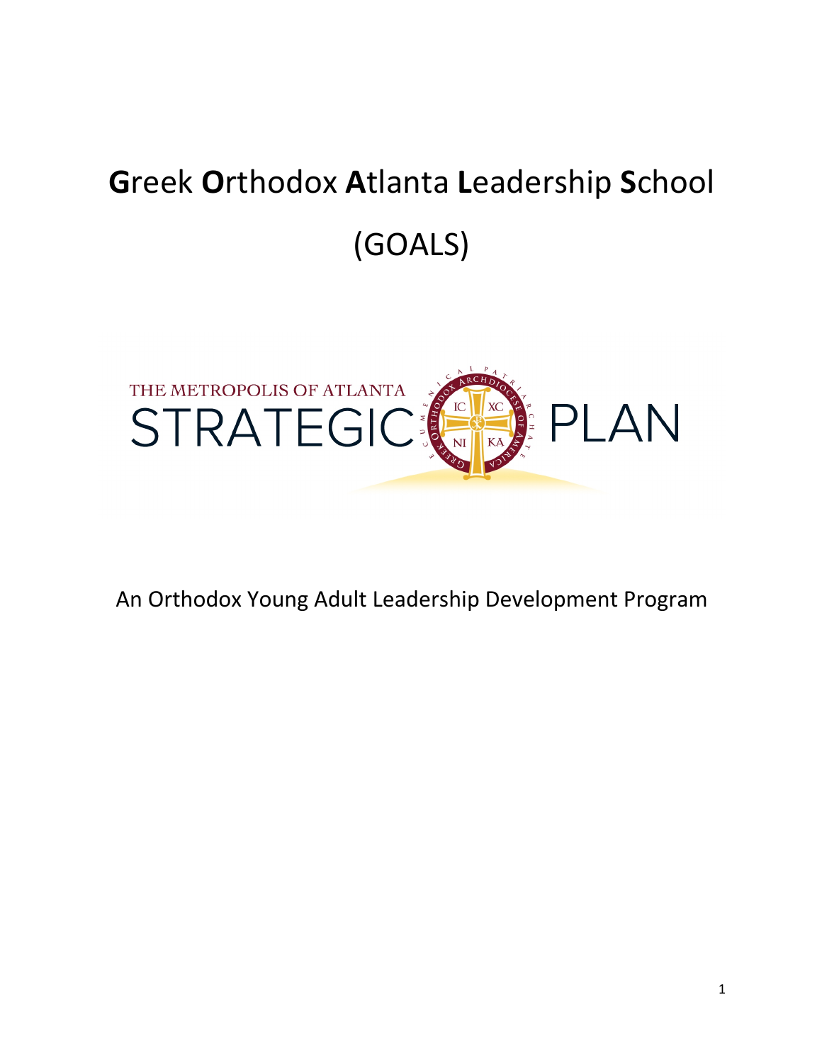# **G**reek **O**rthodox **A**tlanta **L**eadership **S**chool

# (GOALS)

THE METROPOLIS OF ATLANTA STRATEGIC PLAN

An Orthodox Young Adult Leadership Development Program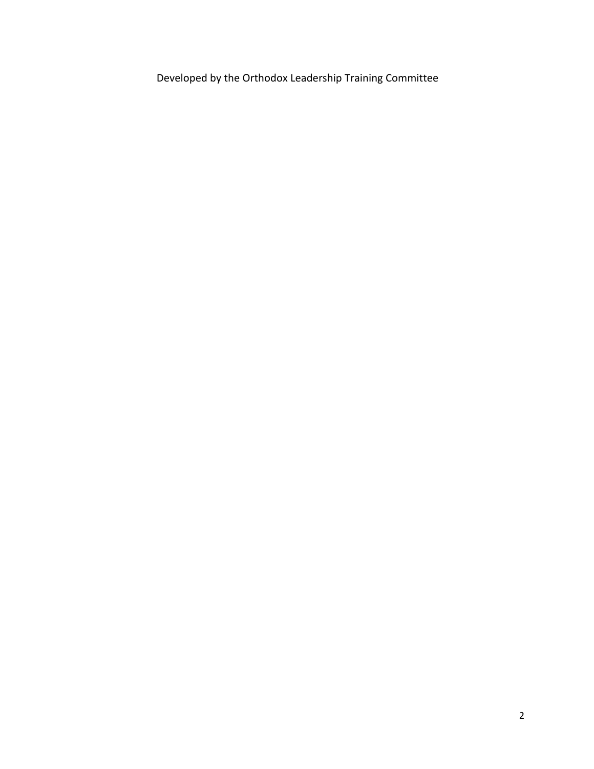Developed by the Orthodox Leadership Training Committee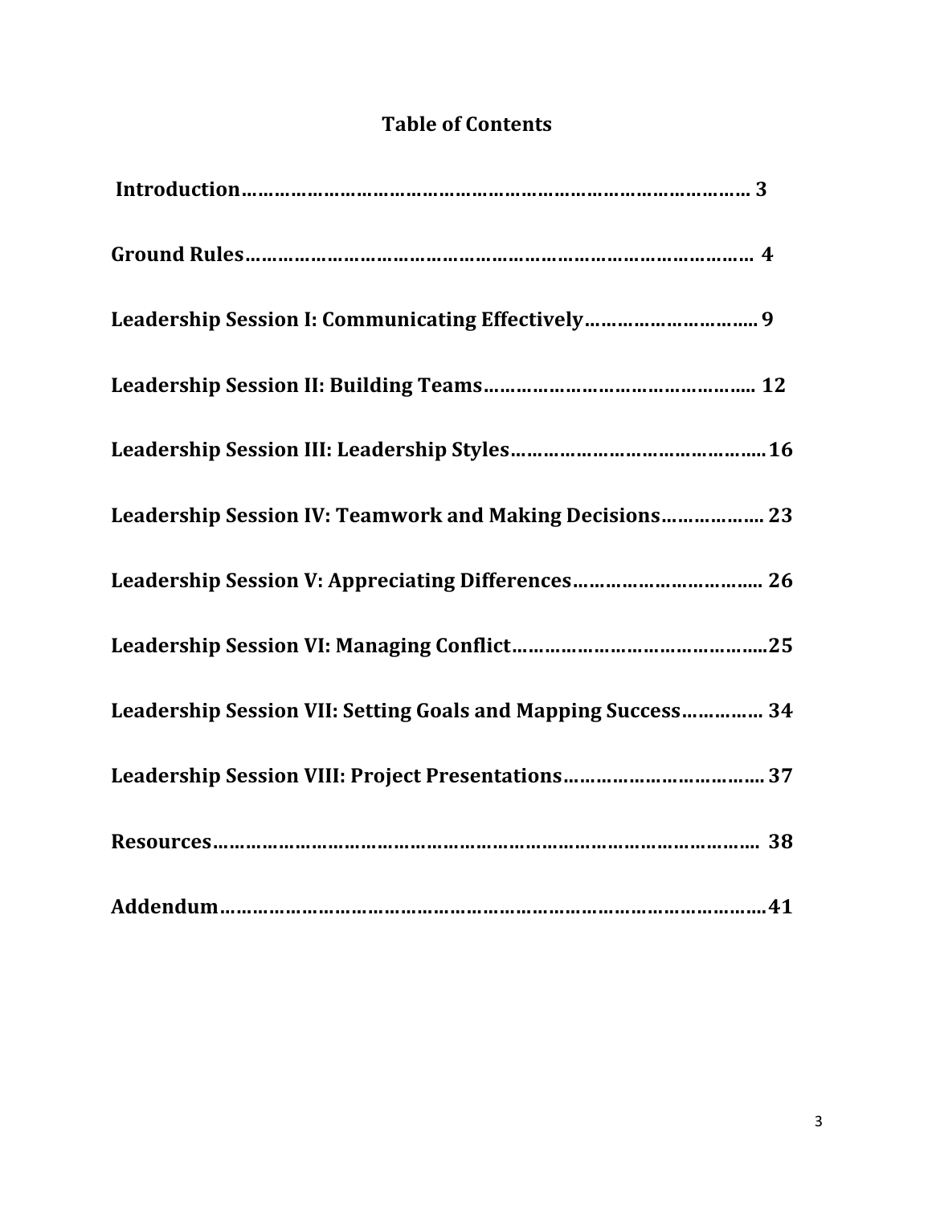# Table of Contents

**Introduction………………………………………………………………………………… 3**

**Ground Rules…………………………………………………………………………………… 4**

**Leadership Session I: Communicating Effectively…………………………… 9**

**Leadership Session II: Building Teams………………………………………… 12**

**Leadership Session III: Leadership Styles……………………………………… 16**

**Leadership Session IV: Teamwork and Making Decisions……………… 23**

**Leadership Session V: Appreciating Differences……………………………. 26**

**Leadership Session VI: Managing Conflict……………………………………… 25**

**Leadership Session VII: Setting Goals and Mapping Success…………… 34**

**Leadership Session VIII: Project Presentations………………………………. 37**

**Resources……………………………………………………………………………………… 38**

**Addendum……………………………………………………………………………………… 41**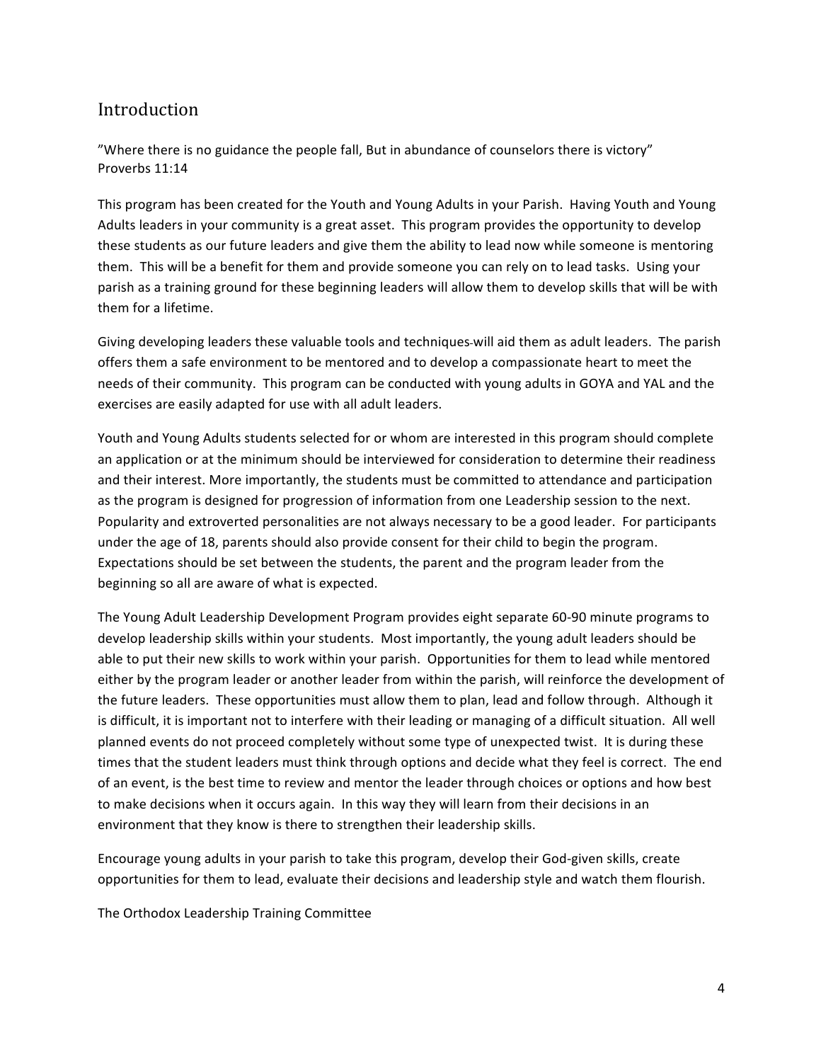## Introduction

"Where there is no guidance the people fall, But in abundance of counselors there is victory"
Proverbs 11:14

This program has been created for the Youth and Young Adults in your Parish. Having Youth and Young Adults leaders in your community is a great asset. This program provides the opportunity to develop these students as our future leaders and give them the ability to lead now while someone is mentoring them. This will be a benefit for them and provide someone you can rely on to lead tasks. Using your parish as a training ground for these beginning leaders will allow them to develop skills that will be with them for a lifetime.

Giving developing leaders these valuable tools and techniques will aid them as adult leaders. The parish offers them a safe environment to be mentored and to develop a compassionate heart to meet the needs of their community. This program can be conducted with young adults in GOYA and YAL and the exercises are easily adapted for use with all adult leaders.

Youth and Young Adults students selected for or whom are interested in this program should complete an application or at the minimum should be interviewed for consideration to determine their readiness and their interest. More importantly, the students must be committed to attendance and participation as the program is designed for progression of information from one Leadership session to the next. Popularity and extroverted personalities are not always necessary to be a good leader. For participants under the age of 18, parents should also provide consent for their child to begin the program. Expectations should be set between the students, the parent and the program leader from the beginning so all are aware of what is expected.

The Young Adult Leadership Development Program provides eight separate 60-90 minute programs to develop leadership skills within your students. Most importantly, the young adult leaders should be able to put their new skills to work within your parish. Opportunities for them to lead while mentored either by the program leader or another leader from within the parish, will reinforce the development of the future leaders. These opportunities must allow them to plan, lead and follow through. Although it is difficult, it is important not to interfere with their leading or managing of a difficult situation. All well planned events do not proceed completely without some type of unexpected twist. It is during these times that the student leaders must think through options and decide what they feel is correct. The end of an event, is the best time to review and mentor the leader through choices or options and how best to make decisions when it occurs again. In this way they will learn from their decisions in an environment that they know is there to strengthen their leadership skills.

Encourage young adults in your parish to take this program, develop their God-given skills, create opportunities for them to lead, evaluate their decisions and leadership style and watch them flourish.

The Orthodox Leadership Training Committee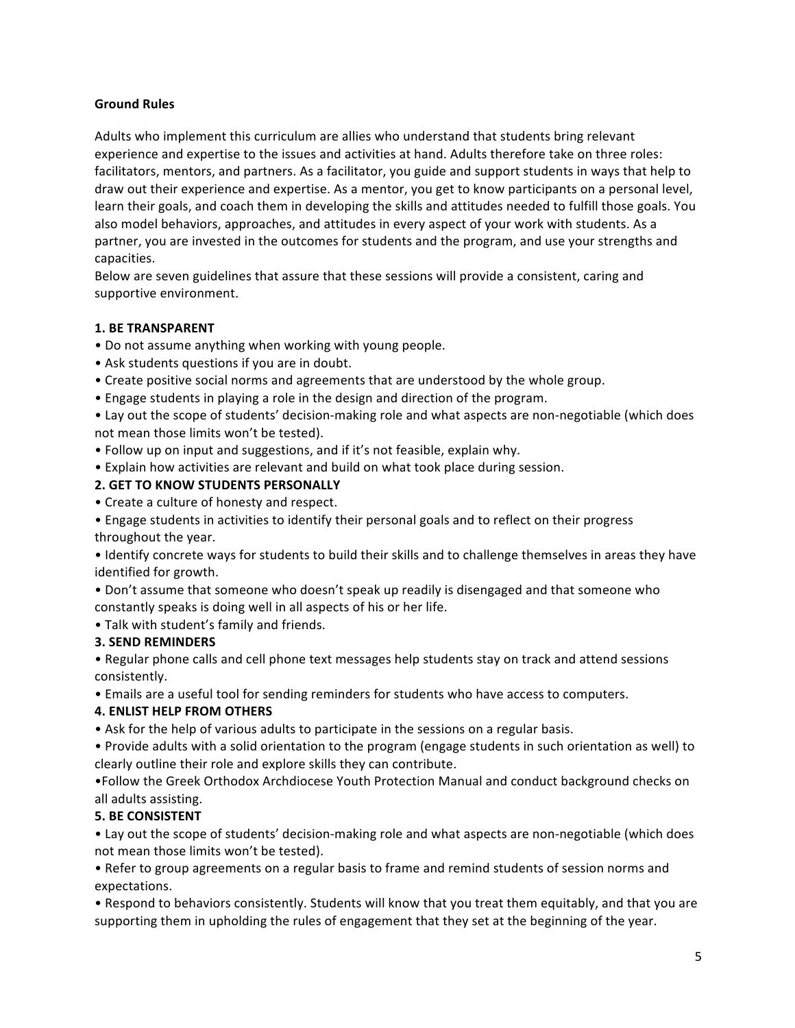**Ground Rules**

Adults who implement this curriculum are allies who understand that students bring relevant experience and expertise to the issues and activities at hand. Adults therefore take on three roles: facilitators, mentors, and partners. As a facilitator, you guide and support students in ways that help to draw out their experience and expertise. As a mentor, you get to know participants on a personal level, learn their goals, and coach them in developing the skills and attitudes needed to fulfill those goals. You also model behaviors, approaches, and attitudes in every aspect of your work with students. As a partner, you are invested in the outcomes for students and the program, and use your strengths and capacities.

Below are seven guidelines that assure that these sessions will provide a consistent, caring and supportive environment.

**1. BE TRANSPARENT**

- Do not assume anything when working with young people.
- Ask students questions if you are in doubt.
- Create positive social norms and agreements that are understood by the whole group.
- Engage students in playing a role in the design and direction of the program.
- Lay out the scope of students' decision-making role and what aspects are non-negotiable (which does not mean those limits won't be tested).
- Follow up on input and suggestions, and if it's not feasible, explain why.
- Explain how activities are relevant and build on what took place during session.

**2. GET TO KNOW STUDENTS PERSONALLY**

- Create a culture of honesty and respect.
- Engage students in activities to identify their personal goals and to reflect on their progress throughout the year.
- Identify concrete ways for students to build their skills and to challenge themselves in areas they have identified for growth.
- Don't assume that someone who doesn't speak up readily is disengaged and that someone who constantly speaks is doing well in all aspects of his or her life.
- Talk with student's family and friends.

**3. SEND REMINDERS**

- Regular phone calls and cell phone text messages help students stay on track and attend sessions consistently.
- Emails are a useful tool for sending reminders for students who have access to computers.

**4. ENLIST HELP FROM OTHERS**

- Ask for the help of various adults to participate in the sessions on a regular basis.
- Provide adults with a solid orientation to the program (engage students in such orientation as well) to clearly outline their role and explore skills they can contribute.
- Follow the Greek Orthodox Archdiocese Youth Protection Manual and conduct background checks on all adults assisting.

**5. BE CONSISTENT**

- Lay out the scope of students' decision-making role and what aspects are non-negotiable (which does not mean those limits won't be tested).
- Refer to group agreements on a regular basis to frame and remind students of session norms and expectations.
- Respond to behaviors consistently. Students will know that you treat them equitably, and that you are supporting them in upholding the rules of engagement that they set at the beginning of the year.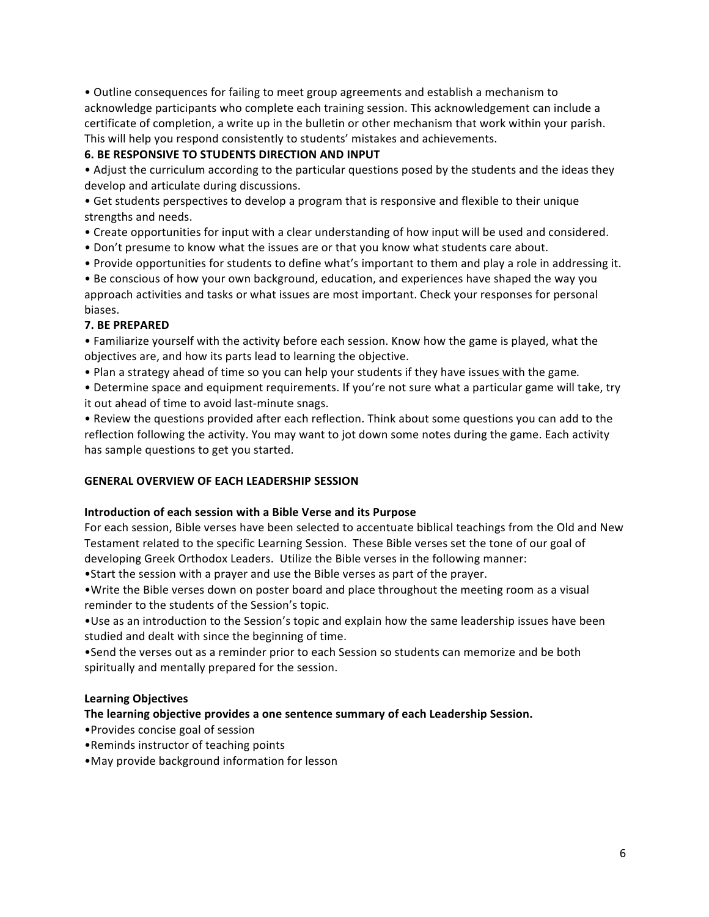- Outline consequences for failing to meet group agreements and establish a mechanism to acknowledge participants who complete each training session. This acknowledgement can include a certificate of completion, a write up in the bulletin or other mechanism that work within your parish. This will help you respond consistently to students' mistakes and achievements.

**6. BE RESPONSIVE TO STUDENTS DIRECTION AND INPUT**

- Adjust the curriculum according to the particular questions posed by the students and the ideas they develop and articulate during discussions.
- Get students perspectives to develop a program that is responsive and flexible to their unique strengths and needs.
- Create opportunities for input with a clear understanding of how input will be used and considered.
- Don't presume to know what the issues are or that you know what students care about.
- Provide opportunities for students to define what's important to them and play a role in addressing it.
- Be conscious of how your own background, education, and experiences have shaped the way you approach activities and tasks or what issues are most important. Check your responses for personal biases.

**7. BE PREPARED**

- Familiarize yourself with the activity before each session. Know how the game is played, what the objectives are, and how its parts lead to learning the objective.
- Plan a strategy ahead of time so you can help your students if they have issues with the game.
- Determine space and equipment requirements. If you're not sure what a particular game will take, try it out ahead of time to avoid last-minute snags.
- Review the questions provided after each reflection. Think about some questions you can add to the reflection following the activity. You may want to jot down some notes during the game. Each activity has sample questions to get you started.

**GENERAL OVERVIEW OF EACH LEADERSHIP SESSION**

**Introduction of each session with a Bible Verse and its Purpose**

For each session, Bible verses have been selected to accentuate biblical teachings from the Old and New Testament related to the specific Learning Session. These Bible verses set the tone of our goal of developing Greek Orthodox Leaders. Utilize the Bible verses in the following manner:

- Start the session with a prayer and use the Bible verses as part of the prayer.
- Write the Bible verses down on poster board and place throughout the meeting room as a visual reminder to the students of the Session's topic.
- Use as an introduction to the Session's topic and explain how the same leadership issues have been studied and dealt with since the beginning of time.
- Send the verses out as a reminder prior to each Session so students can memorize and be both spiritually and mentally prepared for the session.

**Learning Objectives**

**The learning objective provides a one sentence summary of each Leadership Session.**

- Provides concise goal of session
- Reminds instructor of teaching points
- May provide background information for lesson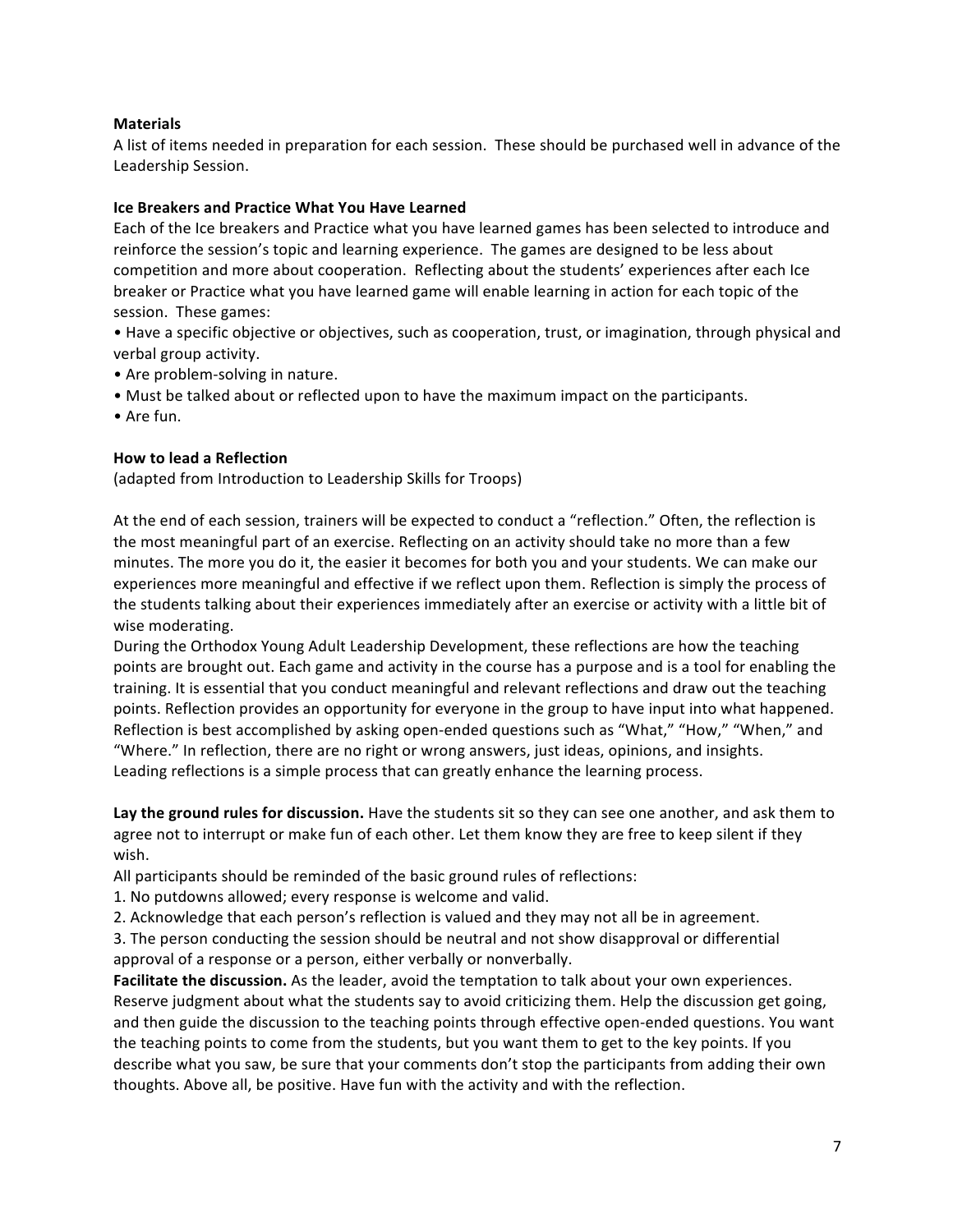**Materials**

A list of items needed in preparation for each session. These should be purchased well in advance of the Leadership Session.

**Ice Breakers and Practice What You Have Learned**

Each of the Ice breakers and Practice what you have learned games has been selected to introduce and reinforce the session's topic and learning experience. The games are designed to be less about competition and more about cooperation. Reflecting about the students' experiences after each Ice breaker or Practice what you have learned game will enable learning in action for each topic of the session. These games:

- Have a specific objective or objectives, such as cooperation, trust, or imagination, through physical and verbal group activity.
- Are problem-solving in nature.
- Must be talked about or reflected upon to have the maximum impact on the participants.
- Are fun.

**How to lead a Reflection**

(adapted from Introduction to Leadership Skills for Troops)

At the end of each session, trainers will be expected to conduct a "reflection." Often, the reflection is the most meaningful part of an exercise. Reflecting on an activity should take no more than a few minutes. The more you do it, the easier it becomes for both you and your students. We can make our experiences more meaningful and effective if we reflect upon them. Reflection is simply the process of the students talking about their experiences immediately after an exercise or activity with a little bit of wise moderating.

During the Orthodox Young Adult Leadership Development, these reflections are how the teaching points are brought out. Each game and activity in the course has a purpose and is a tool for enabling the training. It is essential that you conduct meaningful and relevant reflections and draw out the teaching points. Reflection provides an opportunity for everyone in the group to have input into what happened. Reflection is best accomplished by asking open-ended questions such as "What," "How," "When," and "Where." In reflection, there are no right or wrong answers, just ideas, opinions, and insights.

Leading reflections is a simple process that can greatly enhance the learning process.

**Lay the ground rules for discussion.** Have the students sit so they can see one another, and ask them to agree not to interrupt or make fun of each other. Let them know they are free to keep silent if they wish.

All participants should be reminded of the basic ground rules of reflections:

1. No putdowns allowed; every response is welcome and valid.
2. Acknowledge that each person's reflection is valued and they may not all be in agreement.
3. The person conducting the session should be neutral and not show disapproval or differential approval of a response or a person, either verbally or nonverbally.

**Facilitate the discussion.** As the leader, avoid the temptation to talk about your own experiences. Reserve judgment about what the students say to avoid criticizing them. Help the discussion get going, and then guide the discussion to the teaching points through effective open-ended questions. You want the teaching points to come from the students, but you want them to get to the key points. If you describe what you saw, be sure that your comments don't stop the participants from adding their own thoughts. Above all, be positive. Have fun with the activity and with the reflection.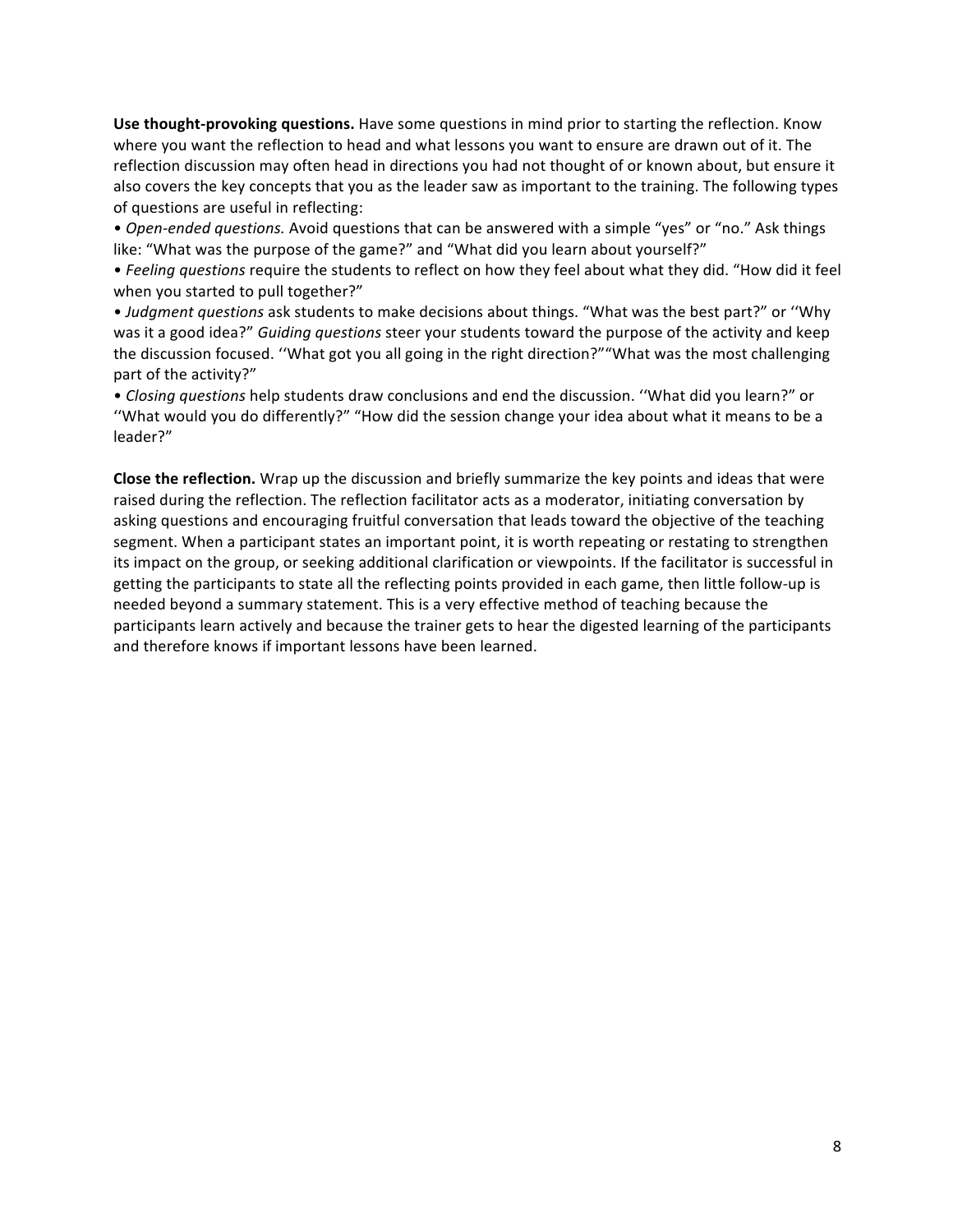**Use thought-provoking questions.** Have some questions in mind prior to starting the reflection. Know where you want the reflection to head and what lessons you want to ensure are drawn out of it. The reflection discussion may often head in directions you had not thought of or known about, but ensure it also covers the key concepts that you as the leader saw as important to the training. The following types of questions are useful in reflecting:

• *Open-ended questions.* Avoid questions that can be answered with a simple "yes" or "no." Ask things like: "What was the purpose of the game?" and "What did you learn about yourself?"

• *Feeling questions* require the students to reflect on how they feel about what they did. "How did it feel when you started to pull together?"

• *Judgment questions* ask students to make decisions about things. "What was the best part?" or ''Why was it a good idea?" *Guiding questions* steer your students toward the purpose of the activity and keep the discussion focused. ''What got you all going in the right direction?""What was the most challenging part of the activity?"

• *Closing questions* help students draw conclusions and end the discussion. ''What did you learn?" or ''What would you do differently?" "How did the session change your idea about what it means to be a leader?"

**Close the reflection.** Wrap up the discussion and briefly summarize the key points and ideas that were raised during the reflection. The reflection facilitator acts as a moderator, initiating conversation by asking questions and encouraging fruitful conversation that leads toward the objective of the teaching segment. When a participant states an important point, it is worth repeating or restating to strengthen its impact on the group, or seeking additional clarification or viewpoints. If the facilitator is successful in getting the participants to state all the reflecting points provided in each game, then little follow-up is needed beyond a summary statement. This is a very effective method of teaching because the participants learn actively and because the trainer gets to hear the digested learning of the participants and therefore knows if important lessons have been learned.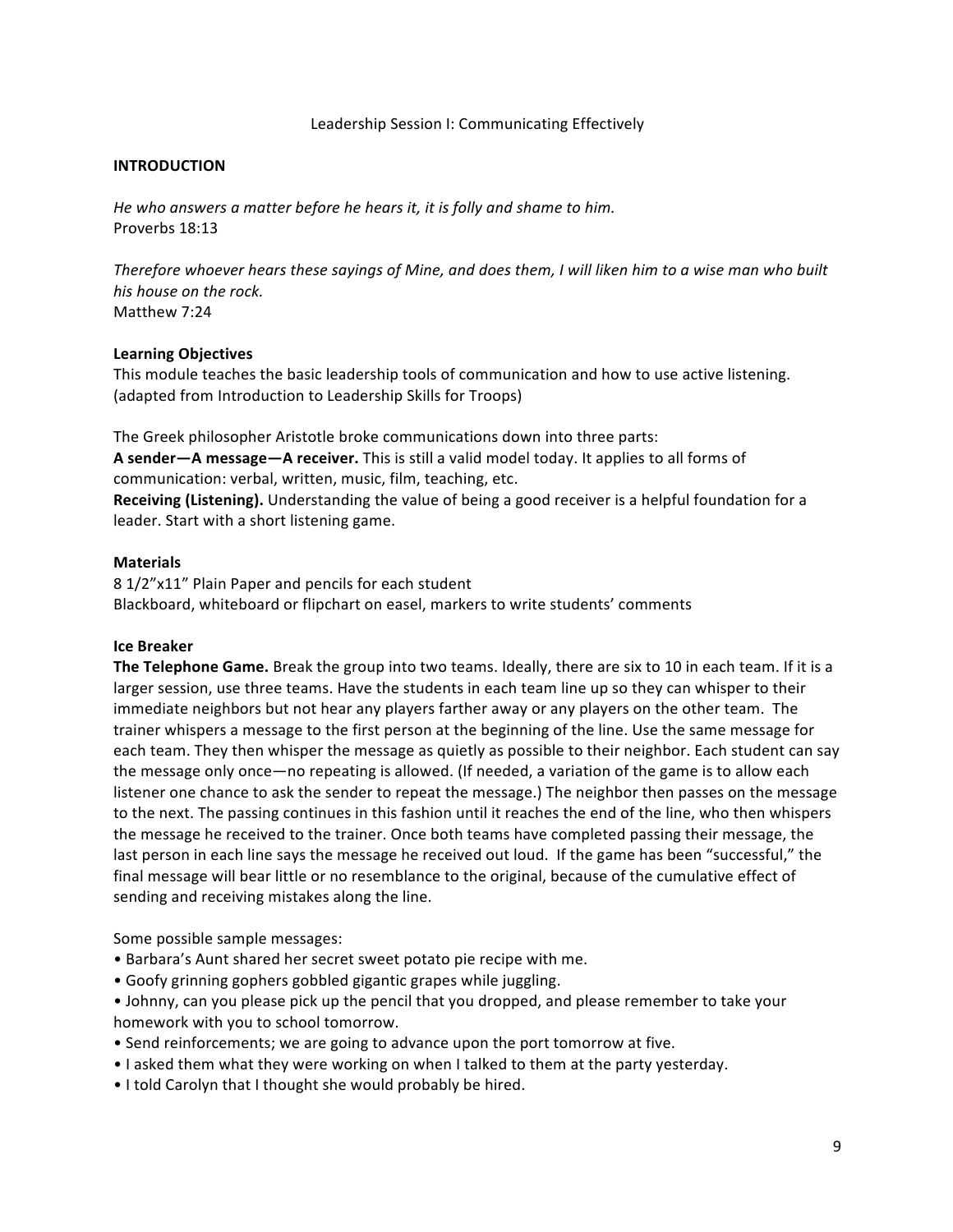# Leadership Session I: Communicating Effectively

## INTRODUCTION

*He who answers a matter before he hears it, it is folly and shame to him.*
Proverbs 18:13

*Therefore whoever hears these sayings of Mine, and does them, I will liken him to a wise man who built his house on the rock.*
Matthew 7:24

### Learning Objectives

This module teaches the basic leadership tools of communication and how to use active listening. (adapted from Introduction to Leadership Skills for Troops)

The Greek philosopher Aristotle broke communications down into three parts:
**A sender—A message—A receiver.** This is still a valid model today. It applies to all forms of communication: verbal, written, music, film, teaching, etc.
**Receiving (Listening).** Understanding the value of being a good receiver is a helpful foundation for a leader. Start with a short listening game.

### Materials

8 1/2"x11" Plain Paper and pencils for each student
Blackboard, whiteboard or flipchart on easel, markers to write students' comments

### Ice Breaker

**The Telephone Game.** Break the group into two teams. Ideally, there are six to 10 in each team. If it is a larger session, use three teams. Have the students in each team line up so they can whisper to their immediate neighbors but not hear any players farther away or any players on the other team. The trainer whispers a message to the first person at the beginning of the line. Use the same message for each team. They then whisper the message as quietly as possible to their neighbor. Each student can say the message only once—no repeating is allowed. (If needed, a variation of the game is to allow each listener one chance to ask the sender to repeat the message.) The neighbor then passes on the message to the next. The passing continues in this fashion until it reaches the end of the line, who then whispers the message he received to the trainer. Once both teams have completed passing their message, the last person in each line says the message he received out loud. If the game has been "successful," the final message will bear little or no resemblance to the original, because of the cumulative effect of sending and receiving mistakes along the line.

Some possible sample messages:

- Barbara's Aunt shared her secret sweet potato pie recipe with me.
- Goofy grinning gophers gobbled gigantic grapes while juggling.
- Johnny, can you please pick up the pencil that you dropped, and please remember to take your homework with you to school tomorrow.
- Send reinforcements; we are going to advance upon the port tomorrow at five.
- I asked them what they were working on when I talked to them at the party yesterday.
- I told Carolyn that I thought she would probably be hired.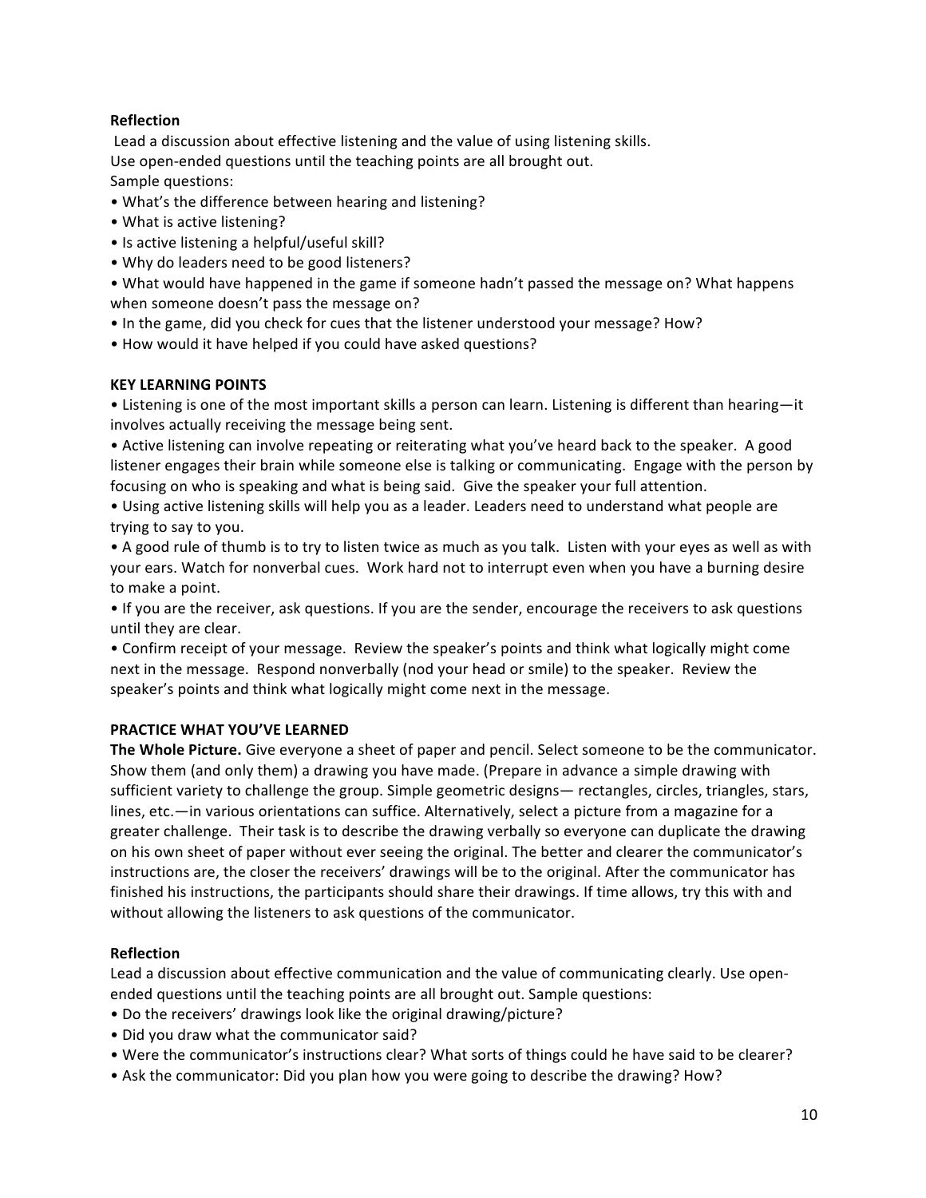**Reflection**

Lead a discussion about effective listening and the value of using listening skills.
Use open-ended questions until the teaching points are all brought out.
Sample questions:

- What's the difference between hearing and listening?
- What is active listening?
- Is active listening a helpful/useful skill?
- Why do leaders need to be good listeners?
- What would have happened in the game if someone hadn't passed the message on? What happens when someone doesn't pass the message on?
- In the game, did you check for cues that the listener understood your message? How?
- How would it have helped if you could have asked questions?

**KEY LEARNING POINTS**

- Listening is one of the most important skills a person can learn. Listening is different than hearing—it involves actually receiving the message being sent.
- Active listening can involve repeating or reiterating what you've heard back to the speaker. A good listener engages their brain while someone else is talking or communicating. Engage with the person by focusing on who is speaking and what is being said. Give the speaker your full attention.
- Using active listening skills will help you as a leader. Leaders need to understand what people are trying to say to you.
- A good rule of thumb is to try to listen twice as much as you talk. Listen with your eyes as well as with your ears. Watch for nonverbal cues. Work hard not to interrupt even when you have a burning desire to make a point.
- If you are the receiver, ask questions. If you are the sender, encourage the receivers to ask questions until they are clear.
- Confirm receipt of your message. Review the speaker's points and think what logically might come next in the message. Respond nonverbally (nod your head or smile) to the speaker. Review the speaker's points and think what logically might come next in the message.

**PRACTICE WHAT YOU'VE LEARNED**

**The Whole Picture.** Give everyone a sheet of paper and pencil. Select someone to be the communicator. Show them (and only them) a drawing you have made. (Prepare in advance a simple drawing with sufficient variety to challenge the group. Simple geometric designs— rectangles, circles, triangles, stars, lines, etc.—in various orientations can suffice. Alternatively, select a picture from a magazine for a greater challenge. Their task is to describe the drawing verbally so everyone can duplicate the drawing on his own sheet of paper without ever seeing the original. The better and clearer the communicator's instructions are, the closer the receivers' drawings will be to the original. After the communicator has finished his instructions, the participants should share their drawings. If time allows, try this with and without allowing the listeners to ask questions of the communicator.

**Reflection**

Lead a discussion about effective communication and the value of communicating clearly. Use open-ended questions until the teaching points are all brought out. Sample questions:

- Do the receivers' drawings look like the original drawing/picture?
- Did you draw what the communicator said?
- Were the communicator's instructions clear? What sorts of things could he have said to be clearer?
- Ask the communicator: Did you plan how you were going to describe the drawing? How?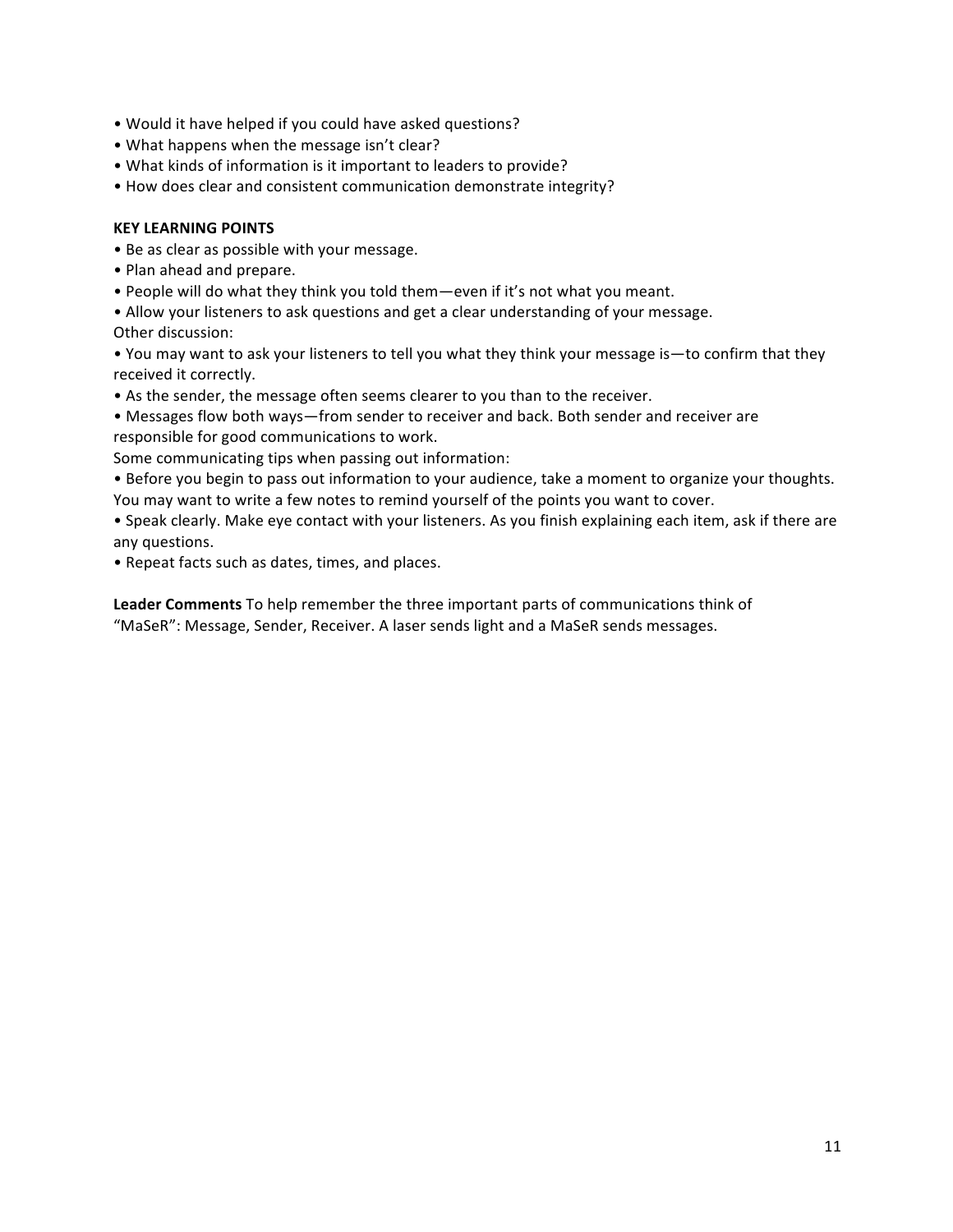- Would it have helped if you could have asked questions?
- What happens when the message isn't clear?
- What kinds of information is it important to leaders to provide?
- How does clear and consistent communication demonstrate integrity?

**KEY LEARNING POINTS**

- Be as clear as possible with your message.
- Plan ahead and prepare.
- People will do what they think you told them—even if it's not what you meant.
- Allow your listeners to ask questions and get a clear understanding of your message.

Other discussion:

- You may want to ask your listeners to tell you what they think your message is—to confirm that they received it correctly.
- As the sender, the message often seems clearer to you than to the receiver.
- Messages flow both ways—from sender to receiver and back. Both sender and receiver are responsible for good communications to work.

Some communicating tips when passing out information:

- Before you begin to pass out information to your audience, take a moment to organize your thoughts. You may want to write a few notes to remind yourself of the points you want to cover.
- Speak clearly. Make eye contact with your listeners. As you finish explaining each item, ask if there are any questions.
- Repeat facts such as dates, times, and places.

**Leader Comments** To help remember the three important parts of communications think of "MaSeR": Message, Sender, Receiver. A laser sends light and a MaSeR sends messages.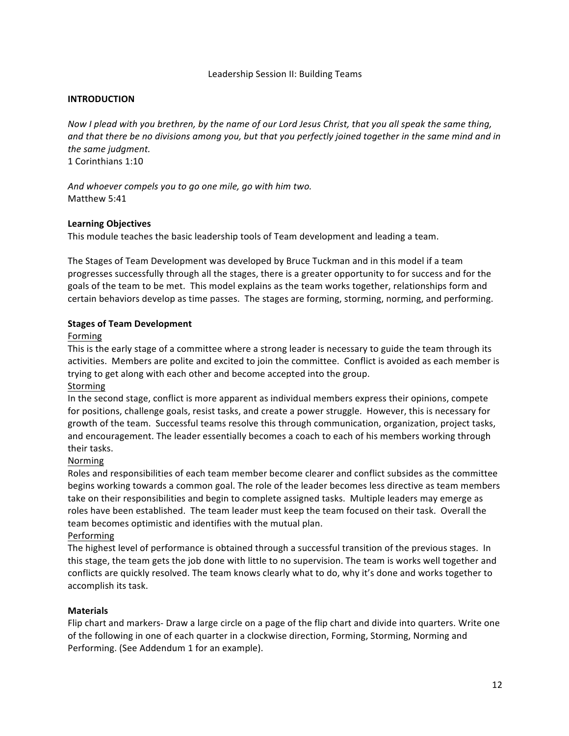## Leadership Session II: Building Teams

**INTRODUCTION**

*Now I plead with you brethren, by the name of our Lord Jesus Christ, that you all speak the same thing, and that there be no divisions among you, but that you perfectly joined together in the same mind and in the same judgment.*
1 Corinthians 1:10

*And whoever compels you to go one mile, go with him two.*
Matthew 5:41

**Learning Objectives**

This module teaches the basic leadership tools of Team development and leading a team.

The Stages of Team Development was developed by Bruce Tuckman and in this model if a team progresses successfully through all the stages, there is a greater opportunity to for success and for the goals of the team to be met. This model explains as the team works together, relationships form and certain behaviors develop as time passes. The stages are forming, storming, norming, and performing.

**Stages of Team Development**

<u>Forming</u>
This is the early stage of a committee where a strong leader is necessary to guide the team through its activities. Members are polite and excited to join the committee. Conflict is avoided as each member is trying to get along with each other and become accepted into the group.

<u>Storming</u>
In the second stage, conflict is more apparent as individual members express their opinions, compete for positions, challenge goals, resist tasks, and create a power struggle. However, this is necessary for growth of the team. Successful teams resolve this through communication, organization, project tasks, and encouragement. The leader essentially becomes a coach to each of his members working through their tasks.

<u>Norming</u>
Roles and responsibilities of each team member become clearer and conflict subsides as the committee begins working towards a common goal. The role of the leader becomes less directive as team members take on their responsibilities and begin to complete assigned tasks. Multiple leaders may emerge as roles have been established. The team leader must keep the team focused on their task. Overall the team becomes optimistic and identifies with the mutual plan.

<u>Performing</u>
The highest level of performance is obtained through a successful transition of the previous stages. In this stage, the team gets the job done with little to no supervision. The team is works well together and conflicts are quickly resolved. The team knows clearly what to do, why it's done and works together to accomplish its task.

**Materials**

Flip chart and markers- Draw a large circle on a page of the flip chart and divide into quarters. Write one of the following in one of each quarter in a clockwise direction, Forming, Storming, Norming and Performing. (See Addendum 1 for an example).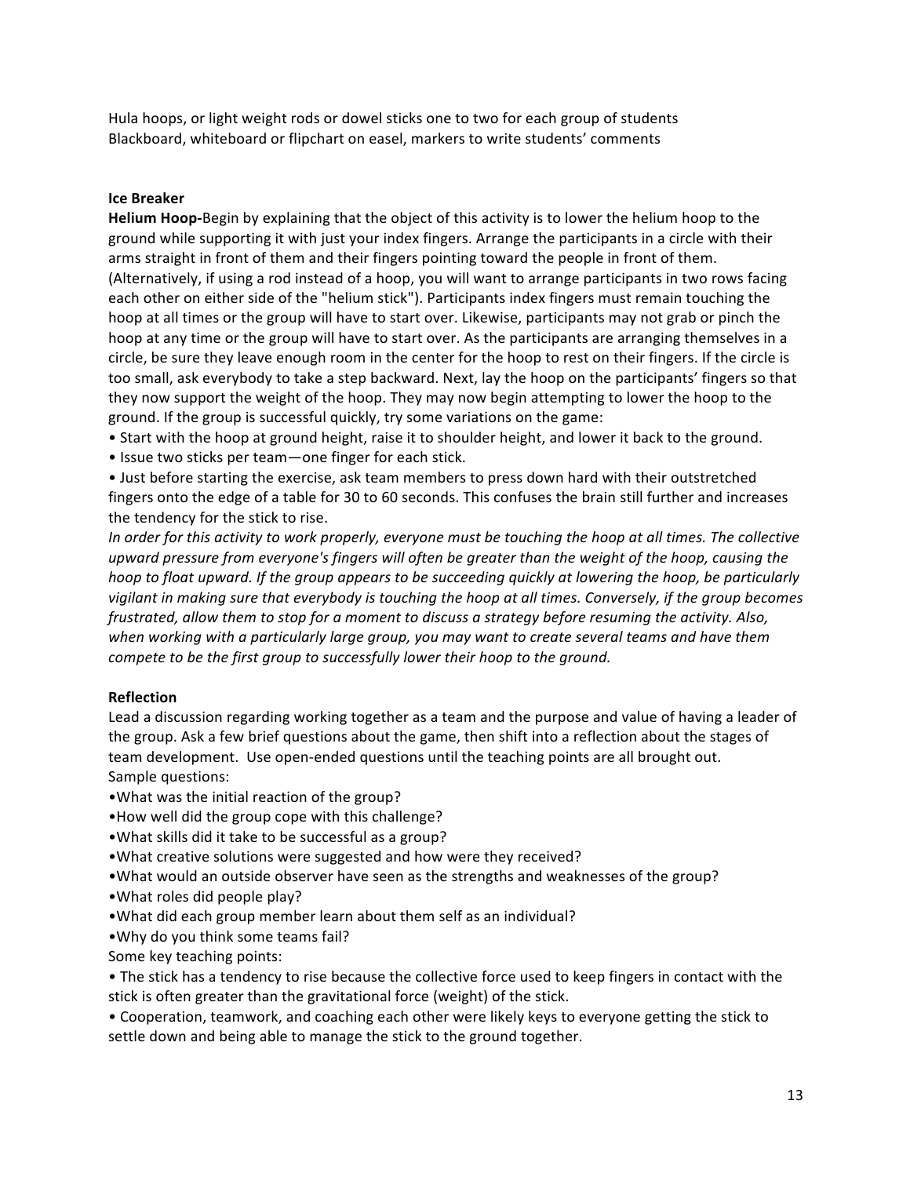Hula hoops, or light weight rods or dowel sticks one to two for each group of students
Blackboard, whiteboard or flipchart on easel, markers to write students' comments

**Ice Breaker**

**Helium Hoop-**Begin by explaining that the object of this activity is to lower the helium hoop to the ground while supporting it with just your index fingers. Arrange the participants in a circle with their arms straight in front of them and their fingers pointing toward the people in front of them. (Alternatively, if using a rod instead of a hoop, you will want to arrange participants in two rows facing each other on either side of the "helium stick"). Participants index fingers must remain touching the hoop at all times or the group will have to start over. Likewise, participants may not grab or pinch the hoop at any time or the group will have to start over. As the participants are arranging themselves in a circle, be sure they leave enough room in the center for the hoop to rest on their fingers. If the circle is too small, ask everybody to take a step backward. Next, lay the hoop on the participants' fingers so that they now support the weight of the hoop. They may now begin attempting to lower the hoop to the ground. If the group is successful quickly, try some variations on the game:

- Start with the hoop at ground height, raise it to shoulder height, and lower it back to the ground.
- Issue two sticks per team—one finger for each stick.
- Just before starting the exercise, ask team members to press down hard with their outstretched fingers onto the edge of a table for 30 to 60 seconds. This confuses the brain still further and increases the tendency for the stick to rise.

*In order for this activity to work properly, everyone must be touching the hoop at all times. The collective upward pressure from everyone's fingers will often be greater than the weight of the hoop, causing the hoop to float upward. If the group appears to be succeeding quickly at lowering the hoop, be particularly vigilant in making sure that everybody is touching the hoop at all times. Conversely, if the group becomes frustrated, allow them to stop for a moment to discuss a strategy before resuming the activity. Also, when working with a particularly large group, you may want to create several teams and have them compete to be the first group to successfully lower their hoop to the ground.*

**Reflection**

Lead a discussion regarding working together as a team and the purpose and value of having a leader of the group. Ask a few brief questions about the game, then shift into a reflection about the stages of team development. Use open-ended questions until the teaching points are all brought out.
Sample questions:

- What was the initial reaction of the group?
- How well did the group cope with this challenge?
- What skills did it take to be successful as a group?
- What creative solutions were suggested and how were they received?
- What would an outside observer have seen as the strengths and weaknesses of the group?
- What roles did people play?
- What did each group member learn about them self as an individual?
- Why do you think some teams fail?

Some key teaching points:

- The stick has a tendency to rise because the collective force used to keep fingers in contact with the stick is often greater than the gravitational force (weight) of the stick.
- Cooperation, teamwork, and coaching each other were likely keys to everyone getting the stick to settle down and being able to manage the stick to the ground together.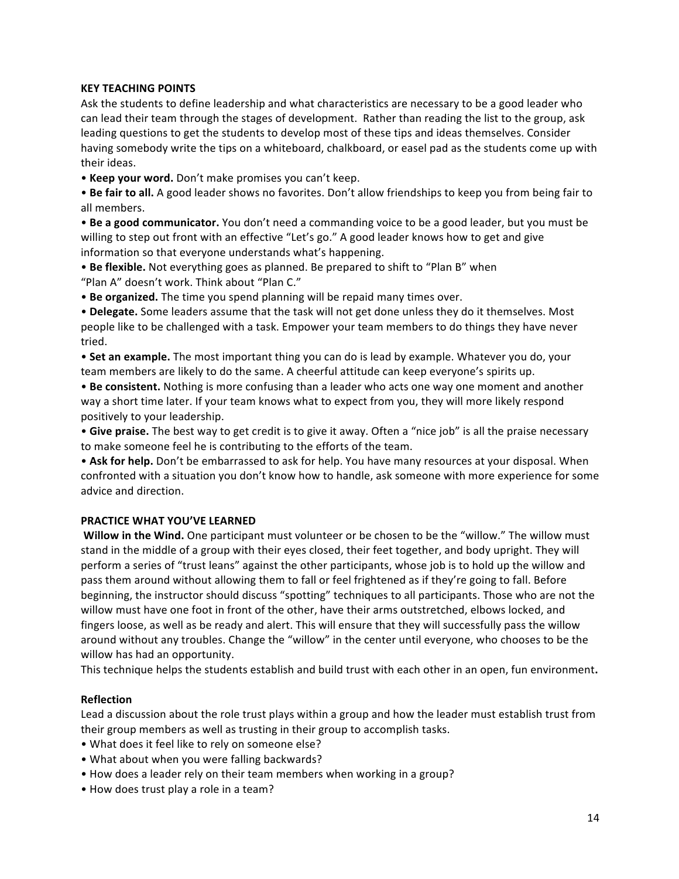### KEY TEACHING POINTS

Ask the students to define leadership and what characteristics are necessary to be a good leader who can lead their team through the stages of development. Rather than reading the list to the group, ask leading questions to get the students to develop most of these tips and ideas themselves. Consider having somebody write the tips on a whiteboard, chalkboard, or easel pad as the students come up with their ideas.

- **Keep your word.** Don't make promises you can't keep.
- **Be fair to all.** A good leader shows no favorites. Don't allow friendships to keep you from being fair to all members.
- **Be a good communicator.** You don't need a commanding voice to be a good leader, but you must be willing to step out front with an effective "Let's go." A good leader knows how to get and give information so that everyone understands what's happening.
- **Be flexible.** Not everything goes as planned. Be prepared to shift to "Plan B" when "Plan A" doesn't work. Think about "Plan C."
- **Be organized.** The time you spend planning will be repaid many times over.
- **Delegate.** Some leaders assume that the task will not get done unless they do it themselves. Most people like to be challenged with a task. Empower your team members to do things they have never tried.
- **Set an example.** The most important thing you can do is lead by example. Whatever you do, your team members are likely to do the same. A cheerful attitude can keep everyone's spirits up.
- **Be consistent.** Nothing is more confusing than a leader who acts one way one moment and another way a short time later. If your team knows what to expect from you, they will more likely respond positively to your leadership.
- **Give praise.** The best way to get credit is to give it away. Often a "nice job" is all the praise necessary to make someone feel he is contributing to the efforts of the team.
- **Ask for help.** Don't be embarrassed to ask for help. You have many resources at your disposal. When confronted with a situation you don't know how to handle, ask someone with more experience for some advice and direction.

### PRACTICE WHAT YOU'VE LEARNED

**Willow in the Wind.** One participant must volunteer or be chosen to be the "willow." The willow must stand in the middle of a group with their eyes closed, their feet together, and body upright. They will perform a series of "trust leans" against the other participants, whose job is to hold up the willow and pass them around without allowing them to fall or feel frightened as if they're going to fall. Before beginning, the instructor should discuss "spotting" techniques to all participants. Those who are not the willow must have one foot in front of the other, have their arms outstretched, elbows locked, and fingers loose, as well as be ready and alert. This will ensure that they will successfully pass the willow around without any troubles. Change the "willow" in the center until everyone, who chooses to be the willow has had an opportunity.

This technique helps the students establish and build trust with each other in an open, fun environment**.**

### Reflection

Lead a discussion about the role trust plays within a group and how the leader must establish trust from their group members as well as trusting in their group to accomplish tasks.

- What does it feel like to rely on someone else?
- What about when you were falling backwards?
- How does a leader rely on their team members when working in a group?
- How does trust play a role in a team?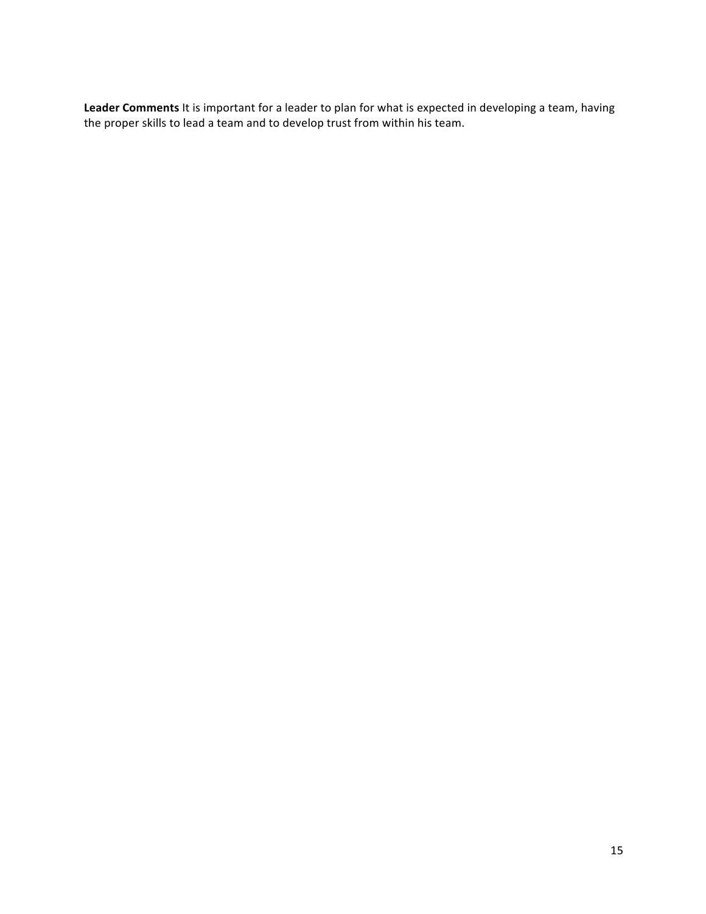**Leader Comments** It is important for a leader to plan for what is expected in developing a team, having the proper skills to lead a team and to develop trust from within his team.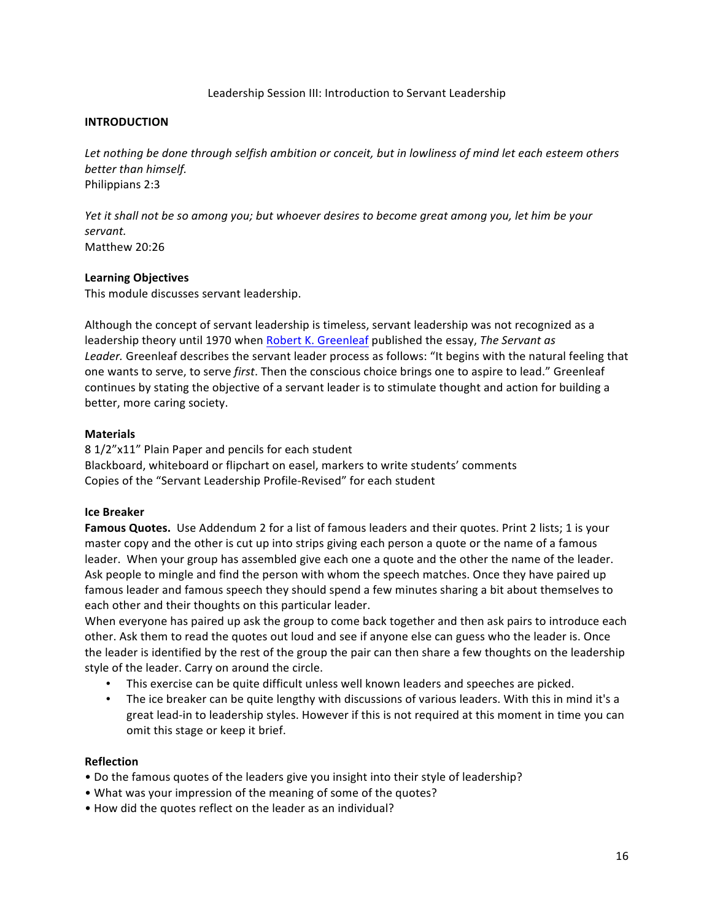# Leadership Session III: Introduction to Servant Leadership

## INTRODUCTION

*Let nothing be done through selfish ambition or conceit, but in lowliness of mind let each esteem others better than himself.*
Philippians 2:3

*Yet it shall not be so among you; but whoever desires to become great among you, let him be your servant.*
Matthew 20:26

### Learning Objectives

This module discusses servant leadership.

Although the concept of servant leadership is timeless, servant leadership was not recognized as a leadership theory until 1970 when Robert K. Greenleaf published the essay, *The Servant as Leader.* Greenleaf describes the servant leader process as follows: "It begins with the natural feeling that one wants to serve, to serve *first*. Then the conscious choice brings one to aspire to lead." Greenleaf continues by stating the objective of a servant leader is to stimulate thought and action for building a better, more caring society.

### Materials

8 1/2"x11" Plain Paper and pencils for each student
Blackboard, whiteboard or flipchart on easel, markers to write students' comments
Copies of the "Servant Leadership Profile-Revised" for each student

### Ice Breaker

**Famous Quotes.** Use Addendum 2 for a list of famous leaders and their quotes. Print 2 lists; 1 is your master copy and the other is cut up into strips giving each person a quote or the name of a famous leader. When your group has assembled give each one a quote and the other the name of the leader. Ask people to mingle and find the person with whom the speech matches. Once they have paired up famous leader and famous speech they should spend a few minutes sharing a bit about themselves to each other and their thoughts on this particular leader.

When everyone has paired up ask the group to come back together and then ask pairs to introduce each other. Ask them to read the quotes out loud and see if anyone else can guess who the leader is. Once the leader is identified by the rest of the group the pair can then share a few thoughts on the leadership style of the leader. Carry on around the circle.

- This exercise can be quite difficult unless well known leaders and speeches are picked.
- The ice breaker can be quite lengthy with discussions of various leaders. With this in mind it's a great lead-in to leadership styles. However if this is not required at this moment in time you can omit this stage or keep it brief.

### Reflection

- Do the famous quotes of the leaders give you insight into their style of leadership?
- What was your impression of the meaning of some of the quotes?
- How did the quotes reflect on the leader as an individual?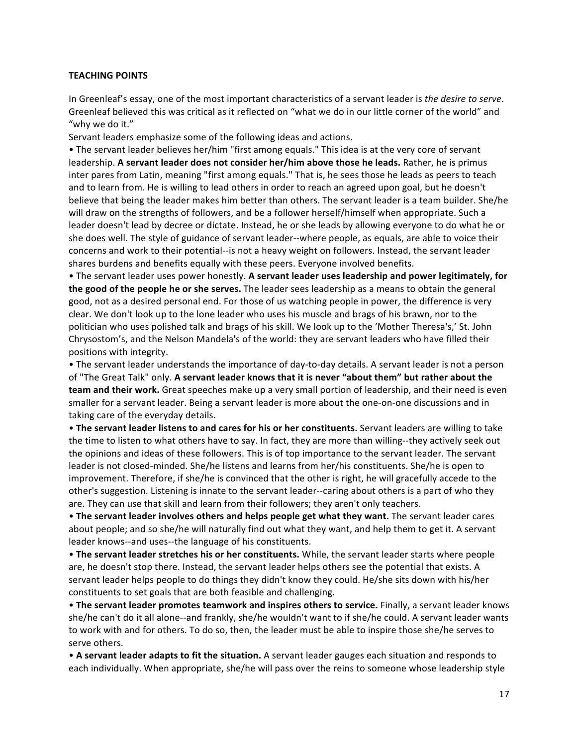**TEACHING POINTS**

In Greenleaf's essay, one of the most important characteristics of a servant leader is *the desire to serve*. Greenleaf believed this was critical as it reflected on "what we do in our little corner of the world" and "why we do it."

Servant leaders emphasize some of the following ideas and actions.

• The servant leader believes her/him "first among equals." This idea is at the very core of servant leadership. **A servant leader does not consider her/him above those he leads.** Rather, he is primus inter pares from Latin, meaning "first among equals." That is, he sees those he leads as peers to teach and to learn from. He is willing to lead others in order to reach an agreed upon goal, but he doesn't believe that being the leader makes him better than others. The servant leader is a team builder. She/he will draw on the strengths of followers, and be a follower herself/himself when appropriate. Such a leader doesn't lead by decree or dictate. Instead, he or she leads by allowing everyone to do what he or she does well. The style of guidance of servant leader--where people, as equals, are able to voice their concerns and work to their potential--is not a heavy weight on followers. Instead, the servant leader shares burdens and benefits equally with these peers. Everyone involved benefits.

• The servant leader uses power honestly. **A servant leader uses leadership and power legitimately, for the good of the people he or she serves.** The leader sees leadership as a means to obtain the general good, not as a desired personal end. For those of us watching people in power, the difference is very clear. We don't look up to the lone leader who uses his muscle and brags of his brawn, nor to the politician who uses polished talk and brags of his skill. We look up to the 'Mother Theresa's,' St. John Chrysostom's, and the Nelson Mandela's of the world: they are servant leaders who have filled their positions with integrity.

• The servant leader understands the importance of day-to-day details. A servant leader is not a person of "The Great Talk" only. **A servant leader knows that it is never "about them" but rather about the team and their work.** Great speeches make up a very small portion of leadership, and their need is even smaller for a servant leader. Being a servant leader is more about the one-on-one discussions and in taking care of the everyday details.

• **The servant leader listens to and cares for his or her constituents.** Servant leaders are willing to take the time to listen to what others have to say. In fact, they are more than willing--they actively seek out the opinions and ideas of these followers. This is of top importance to the servant leader. The servant leader is not closed-minded. She/he listens and learns from her/his constituents. She/he is open to improvement. Therefore, if she/he is convinced that the other is right, he will gracefully accede to the other's suggestion. Listening is innate to the servant leader--caring about others is a part of who they are. They can use that skill and learn from their followers; they aren't only teachers.

• **The servant leader involves others and helps people get what they want.** The servant leader cares about people; and so she/he will naturally find out what they want, and help them to get it. A servant leader knows--and uses--the language of his constituents.

• **The servant leader stretches his or her constituents.** While, the servant leader starts where people are, he doesn't stop there. Instead, the servant leader helps others see the potential that exists. A servant leader helps people to do things they didn't know they could. He/she sits down with his/her constituents to set goals that are both feasible and challenging.

• **The servant leader promotes teamwork and inspires others to service.** Finally, a servant leader knows she/he can't do it all alone--and frankly, she/he wouldn't want to if she/he could. A servant leader wants to work with and for others. To do so, then, the leader must be able to inspire those she/he serves to serve others.

• **A servant leader adapts to fit the situation.** A servant leader gauges each situation and responds to each individually. When appropriate, she/he will pass over the reins to someone whose leadership style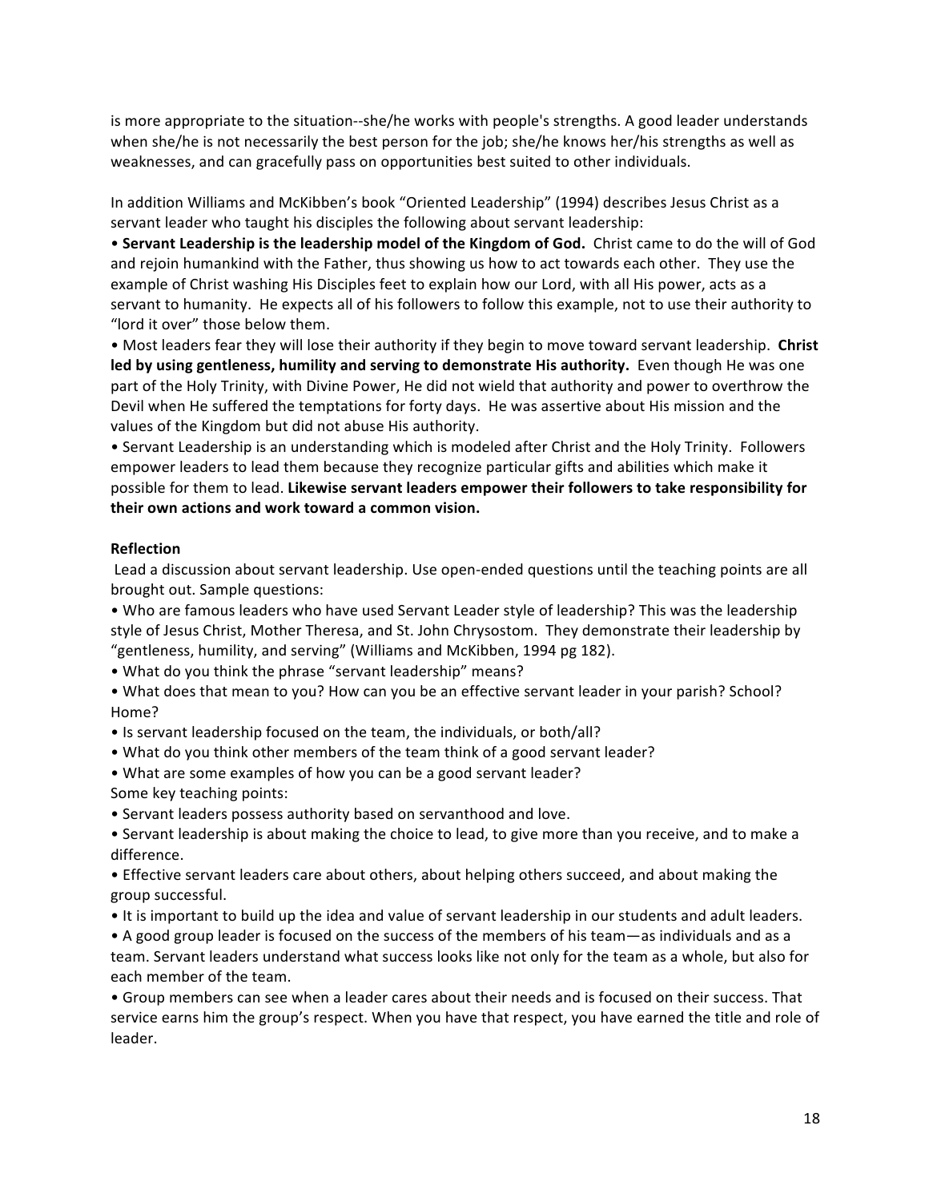is more appropriate to the situation--she/he works with people's strengths. A good leader understands when she/he is not necessarily the best person for the job; she/he knows her/his strengths as well as weaknesses, and can gracefully pass on opportunities best suited to other individuals.

In addition Williams and McKibben's book "Oriented Leadership" (1994) describes Jesus Christ as a servant leader who taught his disciples the following about servant leadership:

- **Servant Leadership is the leadership model of the Kingdom of God.** Christ came to do the will of God and rejoin humankind with the Father, thus showing us how to act towards each other. They use the example of Christ washing His Disciples feet to explain how our Lord, with all His power, acts as a servant to humanity. He expects all of his followers to follow this example, not to use their authority to "lord it over" those below them.
- Most leaders fear they will lose their authority if they begin to move toward servant leadership. **Christ led by using gentleness, humility and serving to demonstrate His authority.** Even though He was one part of the Holy Trinity, with Divine Power, He did not wield that authority and power to overthrow the Devil when He suffered the temptations for forty days. He was assertive about His mission and the values of the Kingdom but did not abuse His authority.
- Servant Leadership is an understanding which is modeled after Christ and the Holy Trinity. Followers empower leaders to lead them because they recognize particular gifts and abilities which make it possible for them to lead. **Likewise servant leaders empower their followers to take responsibility for their own actions and work toward a common vision.**

**Reflection**

Lead a discussion about servant leadership. Use open-ended questions until the teaching points are all brought out. Sample questions:

- Who are famous leaders who have used Servant Leader style of leadership? This was the leadership style of Jesus Christ, Mother Theresa, and St. John Chrysostom. They demonstrate their leadership by "gentleness, humility, and serving" (Williams and McKibben, 1994 pg 182).
- What do you think the phrase "servant leadership" means?
- What does that mean to you? How can you be an effective servant leader in your parish? School? Home?
- Is servant leadership focused on the team, the individuals, or both/all?
- What do you think other members of the team think of a good servant leader?
- What are some examples of how you can be a good servant leader?

Some key teaching points:

- Servant leaders possess authority based on servanthood and love.
- Servant leadership is about making the choice to lead, to give more than you receive, and to make a difference.
- Effective servant leaders care about others, about helping others succeed, and about making the group successful.
- It is important to build up the idea and value of servant leadership in our students and adult leaders.
- A good group leader is focused on the success of the members of his team—as individuals and as a team. Servant leaders understand what success looks like not only for the team as a whole, but also for each member of the team.
- Group members can see when a leader cares about their needs and is focused on their success. That service earns him the group's respect. When you have that respect, you have earned the title and role of leader.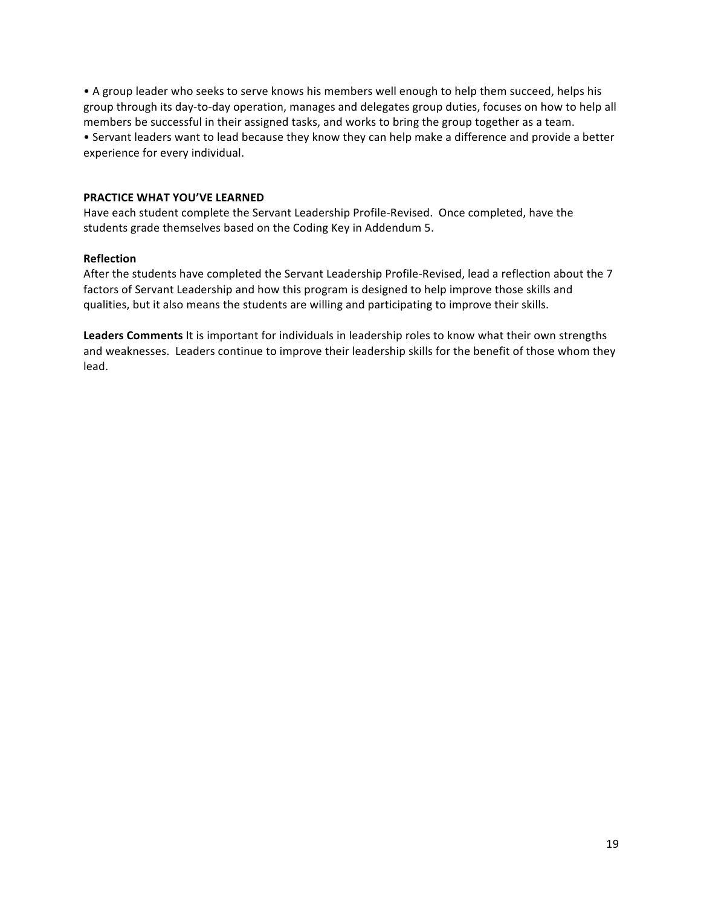- A group leader who seeks to serve knows his members well enough to help them succeed, helps his group through its day-to-day operation, manages and delegates group duties, focuses on how to help all members be successful in their assigned tasks, and works to bring the group together as a team.
- Servant leaders want to lead because they know they can help make a difference and provide a better experience for every individual.

**PRACTICE WHAT YOU'VE LEARNED**

Have each student complete the Servant Leadership Profile-Revised. Once completed, have the students grade themselves based on the Coding Key in Addendum 5.

**Reflection**

After the students have completed the Servant Leadership Profile-Revised, lead a reflection about the 7 factors of Servant Leadership and how this program is designed to help improve those skills and qualities, but it also means the students are willing and participating to improve their skills.

**Leaders Comments** It is important for individuals in leadership roles to know what their own strengths and weaknesses. Leaders continue to improve their leadership skills for the benefit of those whom they lead.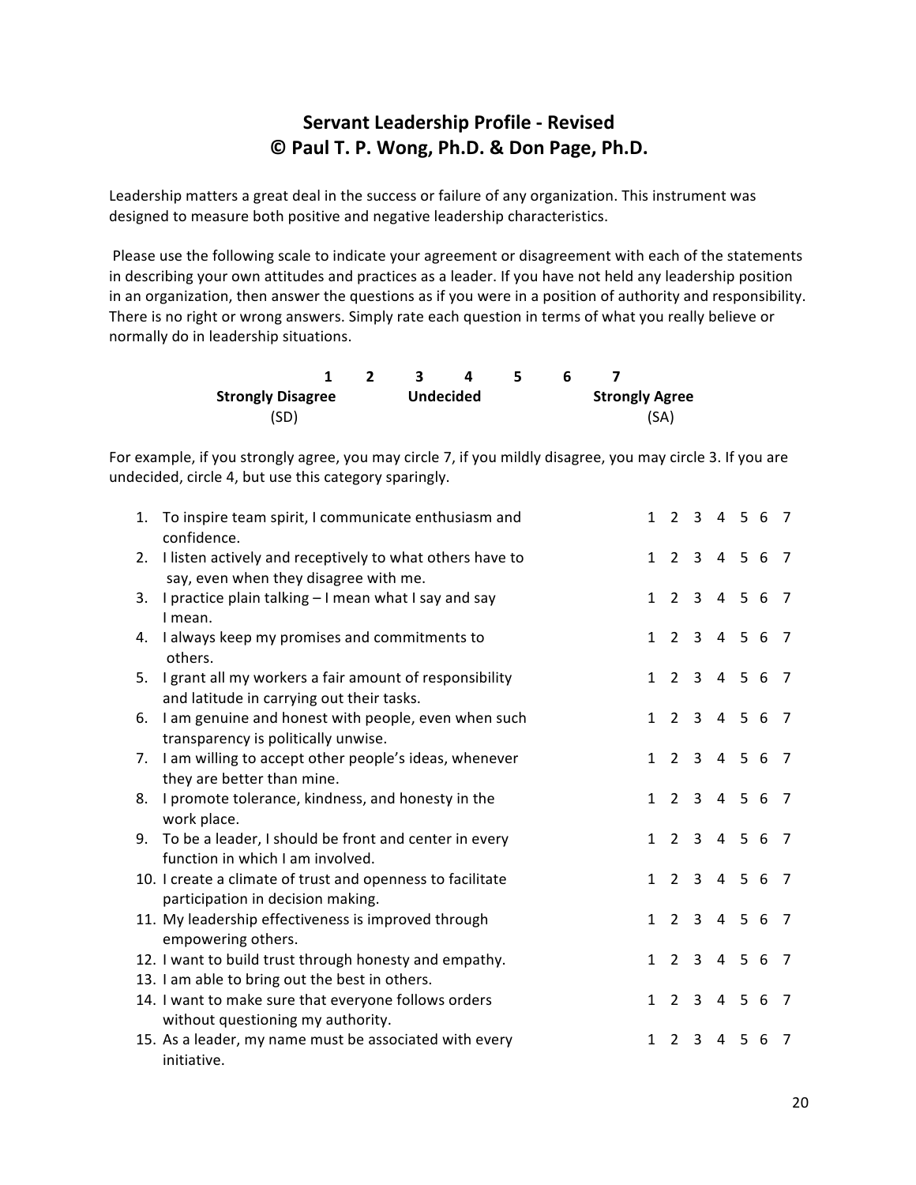## Servant Leadership Profile - Revised
## © Paul T. P. Wong, Ph.D. & Don Page, Ph.D.

Leadership matters a great deal in the success or failure of any organization. This instrument was designed to measure both positive and negative leadership characteristics.

Please use the following scale to indicate your agreement or disagreement with each of the statements in describing your own attitudes and practices as a leader. If you have not held any leadership position in an organization, then answer the questions as if you were in a position of authority and responsibility. There is no right or wrong answers. Simply rate each question in terms of what you really believe or normally do in leadership situations.

| 1 | 2 | 3 | 4 | 5 | 6 | 7 |
|---|---|---|---|---|---|---|
| **Strongly Disagree** (SD) | | | **Undecided** | | | **Strongly Agree** (SA) |

For example, if you strongly agree, you may circle 7, if you mildly disagree, you may circle 3. If you are undecided, circle 4, but use this category sparingly.

| | Statement | | | | | | | |
|---|---|---|---|---|---|---|---|---|
| 1. | To inspire team spirit, I communicate enthusiasm and confidence. | 1 | 2 | 3 | 4 | 5 | 6 | 7 |
| 2. | I listen actively and receptively to what others have to say, even when they disagree with me. | 1 | 2 | 3 | 4 | 5 | 6 | 7 |
| 3. | I practice plain talking – I mean what I say and say I mean. | 1 | 2 | 3 | 4 | 5 | 6 | 7 |
| 4. | I always keep my promises and commitments to others. | 1 | 2 | 3 | 4 | 5 | 6 | 7 |
| 5. | I grant all my workers a fair amount of responsibility and latitude in carrying out their tasks. | 1 | 2 | 3 | 4 | 5 | 6 | 7 |
| 6. | I am genuine and honest with people, even when such transparency is politically unwise. | 1 | 2 | 3 | 4 | 5 | 6 | 7 |
| 7. | I am willing to accept other people's ideas, whenever they are better than mine. | 1 | 2 | 3 | 4 | 5 | 6 | 7 |
| 8. | I promote tolerance, kindness, and honesty in the work place. | 1 | 2 | 3 | 4 | 5 | 6 | 7 |
| 9. | To be a leader, I should be front and center in every function in which I am involved. | 1 | 2 | 3 | 4 | 5 | 6 | 7 |
| 10. | I create a climate of trust and openness to facilitate participation in decision making. | 1 | 2 | 3 | 4 | 5 | 6 | 7 |
| 11. | My leadership effectiveness is improved through empowering others. | 1 | 2 | 3 | 4 | 5 | 6 | 7 |
| 12. | I want to build trust through honesty and empathy. | 1 | 2 | 3 | 4 | 5 | 6 | 7 |
| 13. | I am able to bring out the best in others. | | | | | | | |
| 14. | I want to make sure that everyone follows orders without questioning my authority. | 1 | 2 | 3 | 4 | 5 | 6 | 7 |
| 15. | As a leader, my name must be associated with every initiative. | 1 | 2 | 3 | 4 | 5 | 6 | 7 |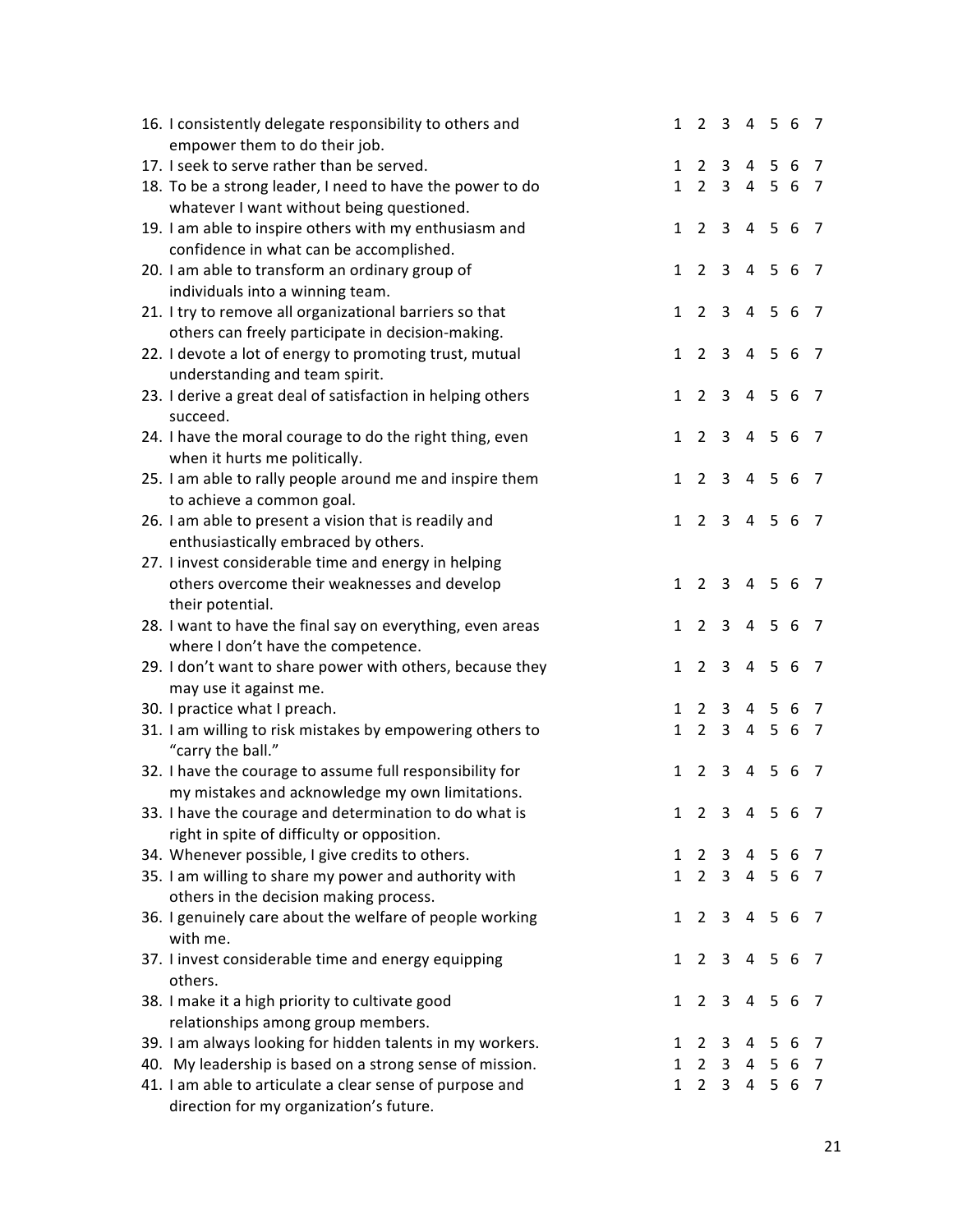16. I consistently delegate responsibility to others and empower them to do their job. 1 2 3 4 5 6 7
17. I seek to serve rather than be served. 1 2 3 4 5 6 7
18. To be a strong leader, I need to have the power to do whatever I want without being questioned. 1 2 3 4 5 6 7
19. I am able to inspire others with my enthusiasm and confidence in what can be accomplished. 1 2 3 4 5 6 7
20. I am able to transform an ordinary group of individuals into a winning team. 1 2 3 4 5 6 7
21. I try to remove all organizational barriers so that others can freely participate in decision-making. 1 2 3 4 5 6 7
22. I devote a lot of energy to promoting trust, mutual understanding and team spirit. 1 2 3 4 5 6 7
23. I derive a great deal of satisfaction in helping others succeed. 1 2 3 4 5 6 7
24. I have the moral courage to do the right thing, even when it hurts me politically. 1 2 3 4 5 6 7
25. I am able to rally people around me and inspire them to achieve a common goal. 1 2 3 4 5 6 7
26. I am able to present a vision that is readily and enthusiastically embraced by others. 1 2 3 4 5 6 7
27. I invest considerable time and energy in helping others overcome their weaknesses and develop their potential. 1 2 3 4 5 6 7
28. I want to have the final say on everything, even areas where I don't have the competence. 1 2 3 4 5 6 7
29. I don't want to share power with others, because they may use it against me. 1 2 3 4 5 6 7
30. I practice what I preach. 1 2 3 4 5 6 7
31. I am willing to risk mistakes by empowering others to "carry the ball." 1 2 3 4 5 6 7
32. I have the courage to assume full responsibility for my mistakes and acknowledge my own limitations. 1 2 3 4 5 6 7
33. I have the courage and determination to do what is right in spite of difficulty or opposition. 1 2 3 4 5 6 7
34. Whenever possible, I give credits to others. 1 2 3 4 5 6 7
35. I am willing to share my power and authority with others in the decision making process. 1 2 3 4 5 6 7
36. I genuinely care about the welfare of people working with me. 1 2 3 4 5 6 7
37. I invest considerable time and energy equipping others. 1 2 3 4 5 6 7
38. I make it a high priority to cultivate good relationships among group members. 1 2 3 4 5 6 7
39. I am always looking for hidden talents in my workers. 1 2 3 4 5 6 7
40. My leadership is based on a strong sense of mission. 1 2 3 4 5 6 7
41. I am able to articulate a clear sense of purpose and direction for my organization's future. 1 2 3 4 5 6 7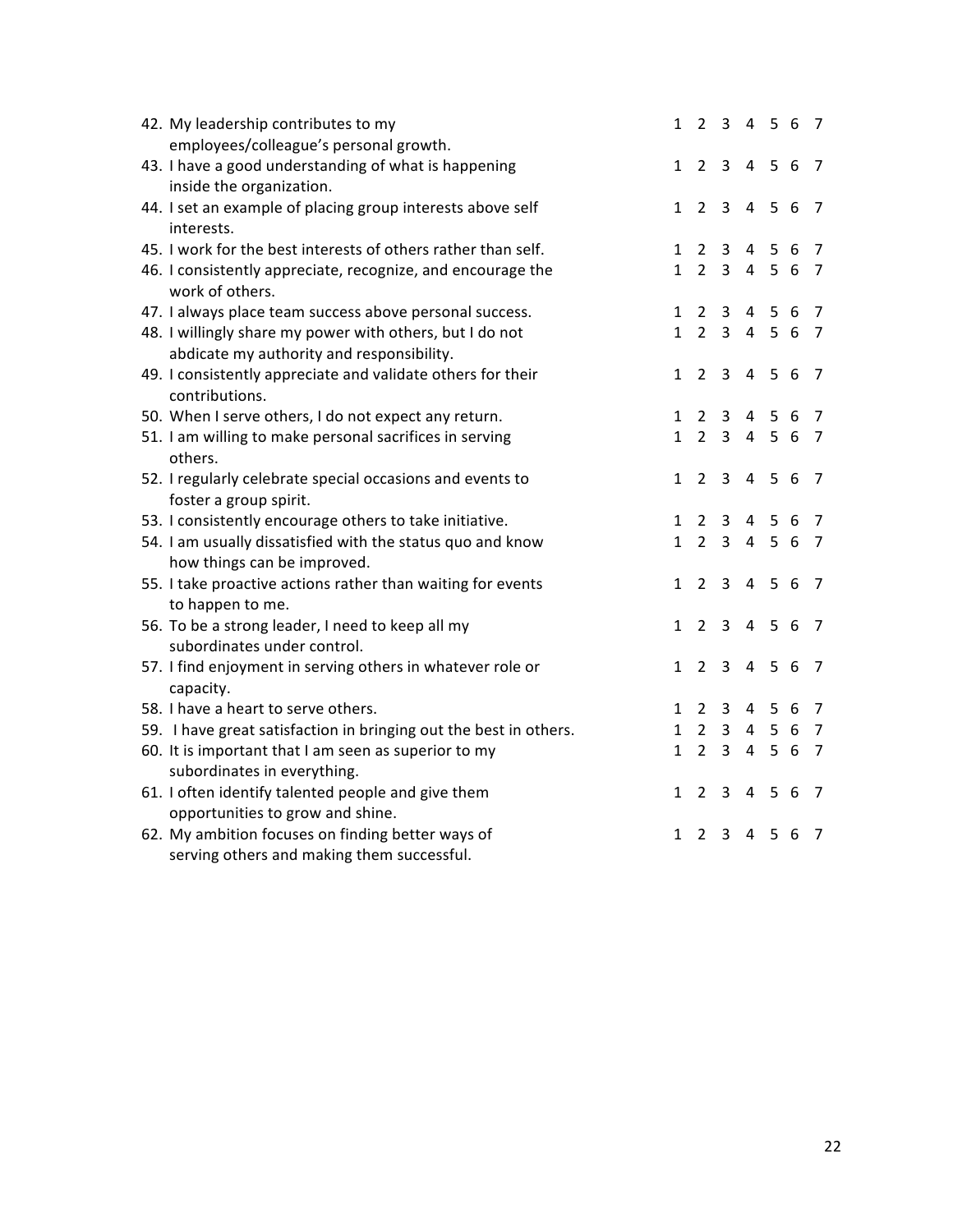42. My leadership contributes to my employees/colleague's personal growth. 1 2 3 4 5 6 7
43. I have a good understanding of what is happening inside the organization. 1 2 3 4 5 6 7
44. I set an example of placing group interests above self interests. 1 2 3 4 5 6 7
45. I work for the best interests of others rather than self. 1 2 3 4 5 6 7
46. I consistently appreciate, recognize, and encourage the work of others. 1 2 3 4 5 6 7
47. I always place team success above personal success. 1 2 3 4 5 6 7
48. I willingly share my power with others, but I do not abdicate my authority and responsibility. 1 2 3 4 5 6 7
49. I consistently appreciate and validate others for their contributions. 1 2 3 4 5 6 7
50. When I serve others, I do not expect any return. 1 2 3 4 5 6 7
51. I am willing to make personal sacrifices in serving others. 1 2 3 4 5 6 7
52. I regularly celebrate special occasions and events to foster a group spirit. 1 2 3 4 5 6 7
53. I consistently encourage others to take initiative. 1 2 3 4 5 6 7
54. I am usually dissatisfied with the status quo and know how things can be improved. 1 2 3 4 5 6 7
55. I take proactive actions rather than waiting for events to happen to me. 1 2 3 4 5 6 7
56. To be a strong leader, I need to keep all my subordinates under control. 1 2 3 4 5 6 7
57. I find enjoyment in serving others in whatever role or capacity. 1 2 3 4 5 6 7
58. I have a heart to serve others. 1 2 3 4 5 6 7
59. I have great satisfaction in bringing out the best in others. 1 2 3 4 5 6 7
60. It is important that I am seen as superior to my subordinates in everything. 1 2 3 4 5 6 7
61. I often identify talented people and give them opportunities to grow and shine. 1 2 3 4 5 6 7
62. My ambition focuses on finding better ways of serving others and making them successful. 1 2 3 4 5 6 7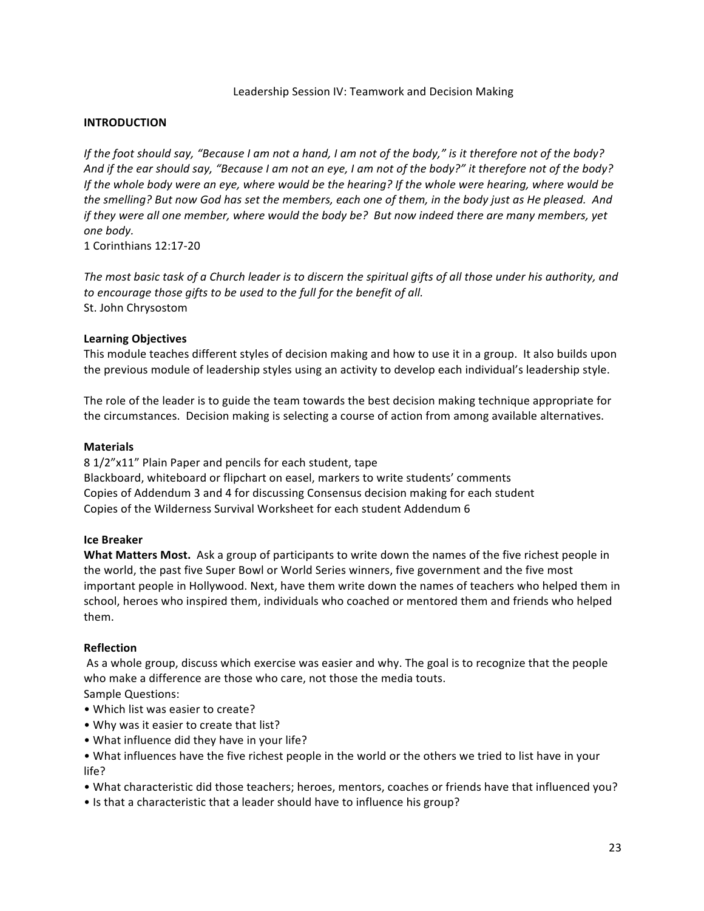Leadership Session IV: Teamwork and Decision Making

## INTRODUCTION

*If the foot should say, "Because I am not a hand, I am not of the body," is it therefore not of the body? And if the ear should say, "Because I am not an eye, I am not of the body?" it therefore not of the body? If the whole body were an eye, where would be the hearing? If the whole were hearing, where would be the smelling? But now God has set the members, each one of them, in the body just as He pleased. And if they were all one member, where would the body be? But now indeed there are many members, yet one body.*
1 Corinthians 12:17-20

*The most basic task of a Church leader is to discern the spiritual gifts of all those under his authority, and to encourage those gifts to be used to the full for the benefit of all.*
St. John Chrysostom

### Learning Objectives

This module teaches different styles of decision making and how to use it in a group. It also builds upon the previous module of leadership styles using an activity to develop each individual's leadership style.

The role of the leader is to guide the team towards the best decision making technique appropriate for the circumstances. Decision making is selecting a course of action from among available alternatives.

### Materials

8 1/2"x11" Plain Paper and pencils for each student, tape
Blackboard, whiteboard or flipchart on easel, markers to write students' comments
Copies of Addendum 3 and 4 for discussing Consensus decision making for each student
Copies of the Wilderness Survival Worksheet for each student Addendum 6

### Ice Breaker

**What Matters Most.** Ask a group of participants to write down the names of the five richest people in the world, the past five Super Bowl or World Series winners, five government and the five most important people in Hollywood. Next, have them write down the names of teachers who helped them in school, heroes who inspired them, individuals who coached or mentored them and friends who helped them.

### Reflection

As a whole group, discuss which exercise was easier and why. The goal is to recognize that the people who make a difference are those who care, not those the media touts.
Sample Questions:

- Which list was easier to create?
- Why was it easier to create that list?
- What influence did they have in your life?
- What influences have the five richest people in the world or the others we tried to list have in your life?
- What characteristic did those teachers; heroes, mentors, coaches or friends have that influenced you?
- Is that a characteristic that a leader should have to influence his group?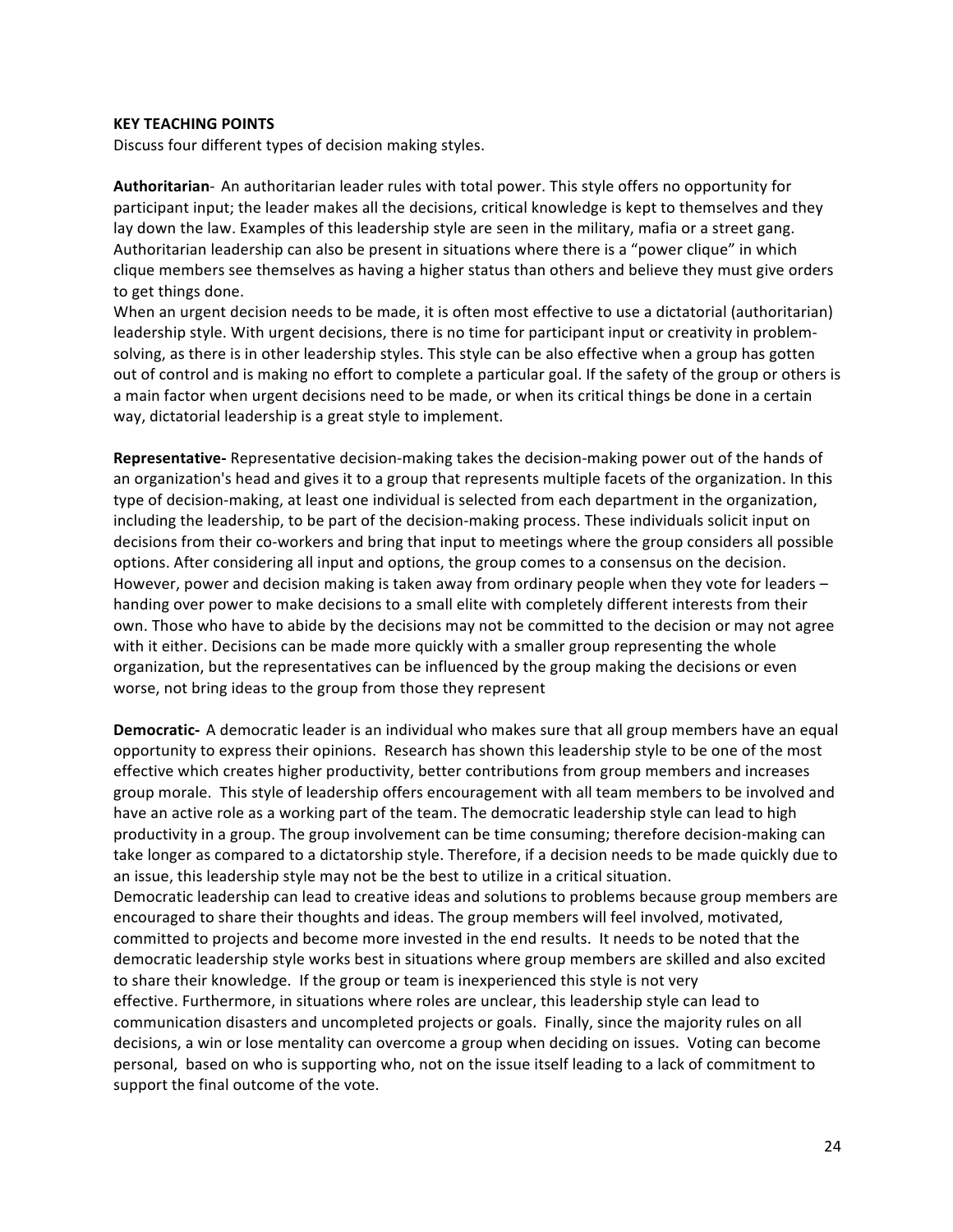**KEY TEACHING POINTS**

Discuss four different types of decision making styles.

**Authoritarian**- An authoritarian leader rules with total power. This style offers no opportunity for participant input; the leader makes all the decisions, critical knowledge is kept to themselves and they lay down the law. Examples of this leadership style are seen in the military, mafia or a street gang. Authoritarian leadership can also be present in situations where there is a "power clique" in which clique members see themselves as having a higher status than others and believe they must give orders to get things done.

When an urgent decision needs to be made, it is often most effective to use a dictatorial (authoritarian) leadership style. With urgent decisions, there is no time for participant input or creativity in problem-solving, as there is in other leadership styles. This style can be also effective when a group has gotten out of control and is making no effort to complete a particular goal. If the safety of the group or others is a main factor when urgent decisions need to be made, or when its critical things be done in a certain way, dictatorial leadership is a great style to implement.

**Representative-** Representative decision-making takes the decision-making power out of the hands of an organization's head and gives it to a group that represents multiple facets of the organization. In this type of decision-making, at least one individual is selected from each department in the organization, including the leadership, to be part of the decision-making process. These individuals solicit input on decisions from their co-workers and bring that input to meetings where the group considers all possible options. After considering all input and options, the group comes to a consensus on the decision. However, power and decision making is taken away from ordinary people when they vote for leaders – handing over power to make decisions to a small elite with completely different interests from their own. Those who have to abide by the decisions may not be committed to the decision or may not agree with it either. Decisions can be made more quickly with a smaller group representing the whole organization, but the representatives can be influenced by the group making the decisions or even worse, not bring ideas to the group from those they represent

**Democratic-** A democratic leader is an individual who makes sure that all group members have an equal opportunity to express their opinions. Research has shown this leadership style to be one of the most effective which creates higher productivity, better contributions from group members and increases group morale. This style of leadership offers encouragement with all team members to be involved and have an active role as a working part of the team. The democratic leadership style can lead to high productivity in a group. The group involvement can be time consuming; therefore decision-making can take longer as compared to a dictatorship style. Therefore, if a decision needs to be made quickly due to an issue, this leadership style may not be the best to utilize in a critical situation.

Democratic leadership can lead to creative ideas and solutions to problems because group members are encouraged to share their thoughts and ideas. The group members will feel involved, motivated, committed to projects and become more invested in the end results. It needs to be noted that the democratic leadership style works best in situations where group members are skilled and also excited to share their knowledge. If the group or team is inexperienced this style is not very effective. Furthermore, in situations where roles are unclear, this leadership style can lead to communication disasters and uncompleted projects or goals. Finally, since the majority rules on all decisions, a win or lose mentality can overcome a group when deciding on issues. Voting can become personal, based on who is supporting who, not on the issue itself leading to a lack of commitment to support the final outcome of the vote.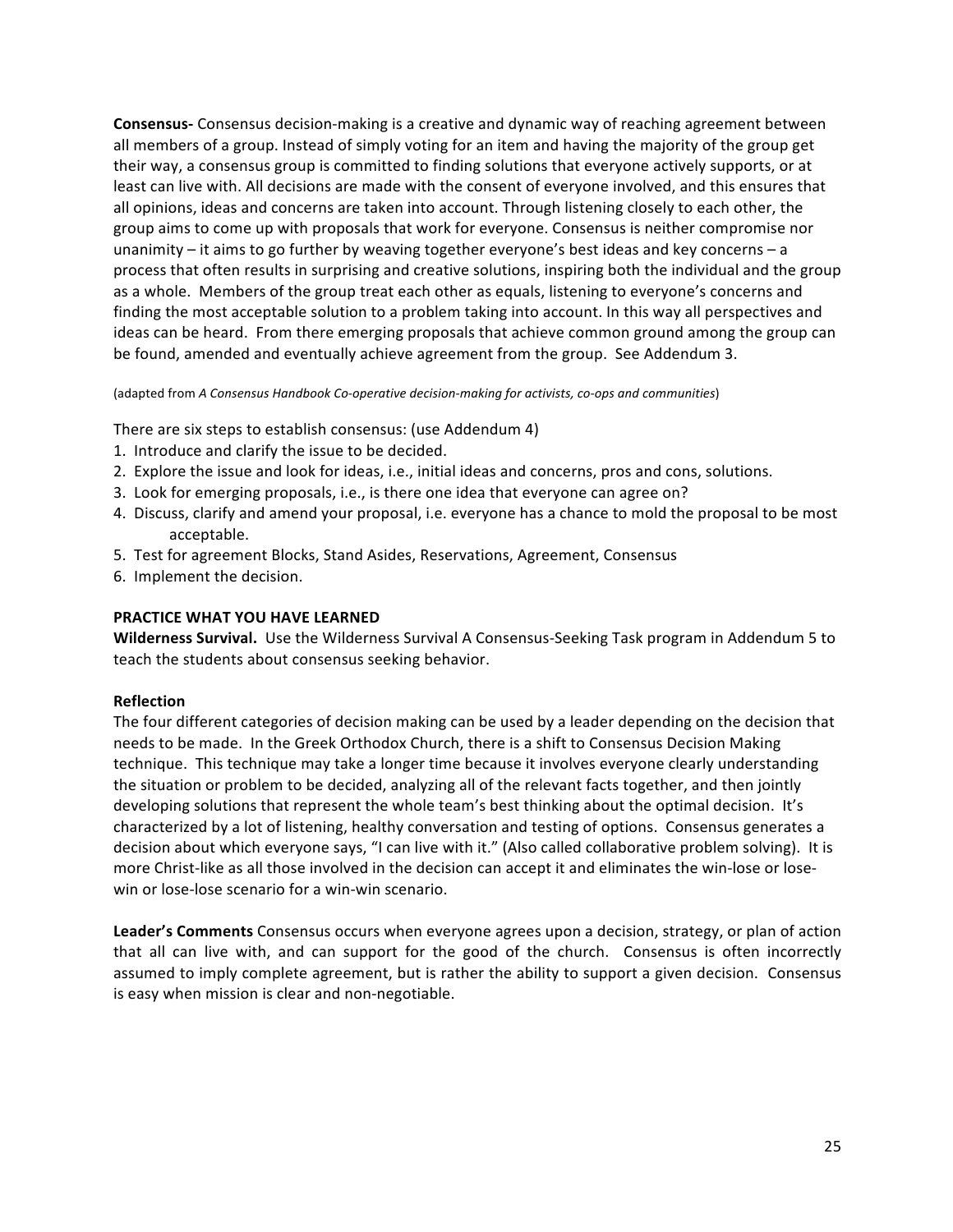**Consensus-** Consensus decision-making is a creative and dynamic way of reaching agreement between all members of a group. Instead of simply voting for an item and having the majority of the group get their way, a consensus group is committed to finding solutions that everyone actively supports, or at least can live with. All decisions are made with the consent of everyone involved, and this ensures that all opinions, ideas and concerns are taken into account. Through listening closely to each other, the group aims to come up with proposals that work for everyone. Consensus is neither compromise nor unanimity – it aims to go further by weaving together everyone's best ideas and key concerns – a process that often results in surprising and creative solutions, inspiring both the individual and the group as a whole. Members of the group treat each other as equals, listening to everyone's concerns and finding the most acceptable solution to a problem taking into account. In this way all perspectives and ideas can be heard. From there emerging proposals that achieve common ground among the group can be found, amended and eventually achieve agreement from the group. See Addendum 3.

(adapted from *A Consensus Handbook Co-operative decision-making for activists, co-ops and communities*)

There are six steps to establish consensus: (use Addendum 4)

1. Introduce and clarify the issue to be decided.
2. Explore the issue and look for ideas, i.e., initial ideas and concerns, pros and cons, solutions.
3. Look for emerging proposals, i.e., is there one idea that everyone can agree on?
4. Discuss, clarify and amend your proposal, i.e. everyone has a chance to mold the proposal to be most acceptable.
5. Test for agreement Blocks, Stand Asides, Reservations, Agreement, Consensus
6. Implement the decision.

**PRACTICE WHAT YOU HAVE LEARNED**

**Wilderness Survival.** Use the Wilderness Survival A Consensus-Seeking Task program in Addendum 5 to teach the students about consensus seeking behavior.

**Reflection**

The four different categories of decision making can be used by a leader depending on the decision that needs to be made. In the Greek Orthodox Church, there is a shift to Consensus Decision Making technique. This technique may take a longer time because it involves everyone clearly understanding the situation or problem to be decided, analyzing all of the relevant facts together, and then jointly developing solutions that represent the whole team's best thinking about the optimal decision. It's characterized by a lot of listening, healthy conversation and testing of options. Consensus generates a decision about which everyone says, "I can live with it." (Also called collaborative problem solving). It is more Christ-like as all those involved in the decision can accept it and eliminates the win-lose or lose-win or lose-lose scenario for a win-win scenario.

**Leader's Comments** Consensus occurs when everyone agrees upon a decision, strategy, or plan of action that all can live with, and can support for the good of the church. Consensus is often incorrectly assumed to imply complete agreement, but is rather the ability to support a given decision. Consensus is easy when mission is clear and non-negotiable.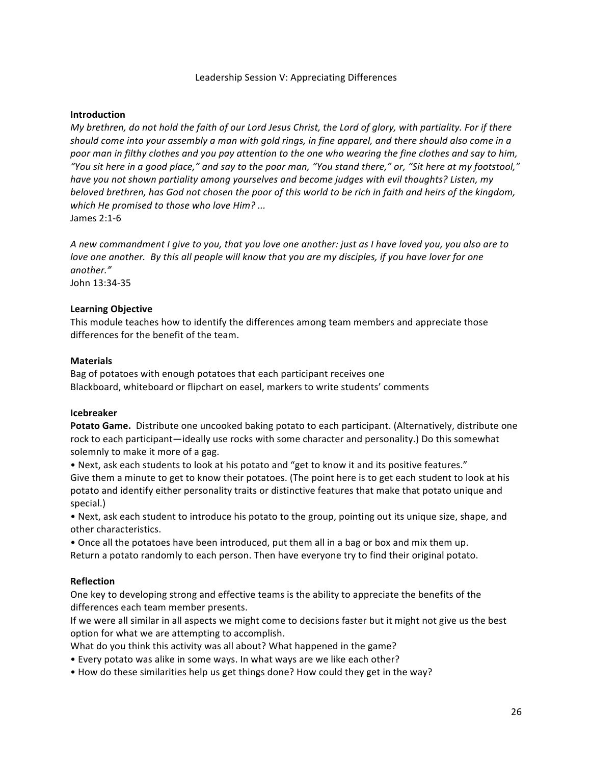# Leadership Session V: Appreciating Differences

**Introduction**

*My brethren, do not hold the faith of our Lord Jesus Christ, the Lord of glory, with partiality. For if there should come into your assembly a man with gold rings, in fine apparel, and there should also come in a poor man in filthy clothes and you pay attention to the one who wearing the fine clothes and say to him, "You sit here in a good place," and say to the poor man, "You stand there," or, "Sit here at my footstool," have you not shown partiality among yourselves and become judges with evil thoughts? Listen, my beloved brethren, has God not chosen the poor of this world to be rich in faith and heirs of the kingdom, which He promised to those who love Him? ...*
James 2:1-6

*A new commandment I give to you, that you love one another: just as I have loved you, you also are to love one another. By this all people will know that you are my disciples, if you have lover for one another."*
John 13:34-35

**Learning Objective**

This module teaches how to identify the differences among team members and appreciate those differences for the benefit of the team.

**Materials**

Bag of potatoes with enough potatoes that each participant receives one
Blackboard, whiteboard or flipchart on easel, markers to write students' comments

**Icebreaker**

**Potato Game.** Distribute one uncooked baking potato to each participant. (Alternatively, distribute one rock to each participant—ideally use rocks with some character and personality.) Do this somewhat solemnly to make it more of a gag.

- Next, ask each students to look at his potato and "get to know it and its positive features."
Give them a minute to get to know their potatoes. (The point here is to get each student to look at his potato and identify either personality traits or distinctive features that make that potato unique and special.)
- Next, ask each student to introduce his potato to the group, pointing out its unique size, shape, and other characteristics.
- Once all the potatoes have been introduced, put them all in a bag or box and mix them up.
Return a potato randomly to each person. Then have everyone try to find their original potato.

**Reflection**

One key to developing strong and effective teams is the ability to appreciate the benefits of the differences each team member presents.

If we were all similar in all aspects we might come to decisions faster but it might not give us the best option for what we are attempting to accomplish.

What do you think this activity was all about? What happened in the game?

- Every potato was alike in some ways. In what ways are we like each other?
- How do these similarities help us get things done? How could they get in the way?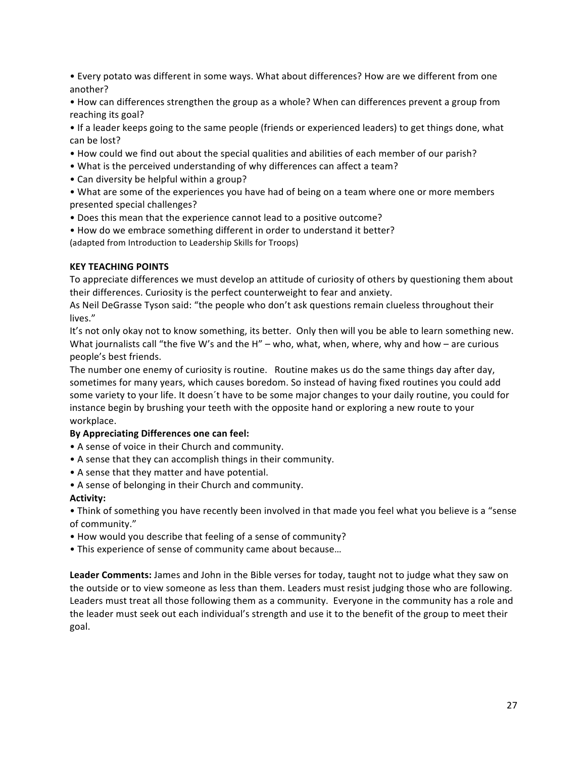- Every potato was different in some ways. What about differences? How are we different from one another?
- How can differences strengthen the group as a whole? When can differences prevent a group from reaching its goal?
- If a leader keeps going to the same people (friends or experienced leaders) to get things done, what can be lost?
- How could we find out about the special qualities and abilities of each member of our parish?
- What is the perceived understanding of why differences can affect a team?
- Can diversity be helpful within a group?
- What are some of the experiences you have had of being on a team where one or more members presented special challenges?
- Does this mean that the experience cannot lead to a positive outcome?
- How do we embrace something different in order to understand it better?

(adapted from Introduction to Leadership Skills for Troops)

**KEY TEACHING POINTS**

To appreciate differences we must develop an attitude of curiosity of others by questioning them about their differences. Curiosity is the perfect counterweight to fear and anxiety.

As Neil DeGrasse Tyson said: "the people who don't ask questions remain clueless throughout their lives."

It's not only okay not to know something, its better. Only then will you be able to learn something new. What journalists call "the five W's and the H" – who, what, when, where, why and how – are curious people's best friends.

The number one enemy of curiosity is routine. Routine makes us do the same things day after day, sometimes for many years, which causes boredom. So instead of having fixed routines you could add some variety to your life. It doesn´t have to be some major changes to your daily routine, you could for instance begin by brushing your teeth with the opposite hand or exploring a new route to your workplace.

**By Appreciating Differences one can feel:**

- A sense of voice in their Church and community.
- A sense that they can accomplish things in their community.
- A sense that they matter and have potential.
- A sense of belonging in their Church and community.

**Activity:**

- Think of something you have recently been involved in that made you feel what you believe is a "sense of community."
- How would you describe that feeling of a sense of community?
- This experience of sense of community came about because…

**Leader Comments:** James and John in the Bible verses for today, taught not to judge what they saw on the outside or to view someone as less than them. Leaders must resist judging those who are following. Leaders must treat all those following them as a community. Everyone in the community has a role and the leader must seek out each individual's strength and use it to the benefit of the group to meet their goal.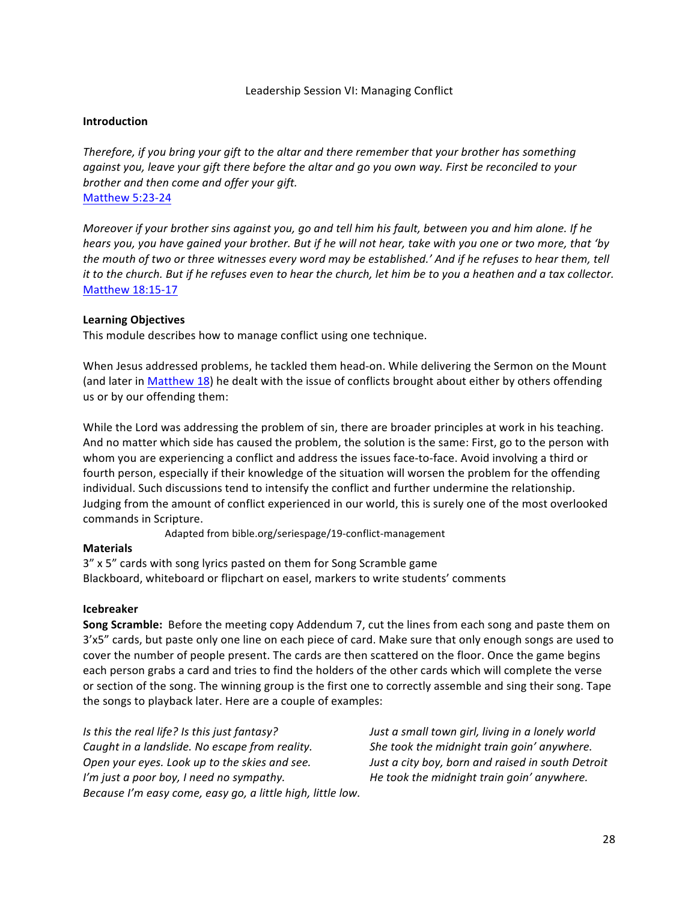## Leadership Session VI: Managing Conflict

**Introduction**

*Therefore, if you bring your gift to the altar and there remember that your brother has something against you, leave your gift there before the altar and go you own way. First be reconciled to your brother and then come and offer your gift.*
Matthew 5:23-24

*Moreover if your brother sins against you, go and tell him his fault, between you and him alone. If he hears you, you have gained your brother. But if he will not hear, take with you one or two more, that 'by the mouth of two or three witnesses every word may be established.' And if he refuses to hear them, tell it to the church. But if he refuses even to hear the church, let him be to you a heathen and a tax collector.*
Matthew 18:15-17

**Learning Objectives**
This module describes how to manage conflict using one technique.

When Jesus addressed problems, he tackled them head-on. While delivering the Sermon on the Mount (and later in Matthew 18) he dealt with the issue of conflicts brought about either by others offending us or by our offending them:

While the Lord was addressing the problem of sin, there are broader principles at work in his teaching. And no matter which side has caused the problem, the solution is the same: First, go to the person with whom you are experiencing a conflict and address the issues face-to-face. Avoid involving a third or fourth person, especially if their knowledge of the situation will worsen the problem for the offending individual. Such discussions tend to intensify the conflict and further undermine the relationship. Judging from the amount of conflict experienced in our world, this is surely one of the most overlooked commands in Scripture.

Adapted from bible.org/seriespage/19-conflict-management

**Materials**
3" x 5" cards with song lyrics pasted on them for Song Scramble game
Blackboard, whiteboard or flipchart on easel, markers to write students' comments

**Icebreaker**
**Song Scramble:** Before the meeting copy Addendum 7, cut the lines from each song and paste them on 3'x5" cards, but paste only one line on each piece of card. Make sure that only enough songs are used to cover the number of people present. The cards are then scattered on the floor. Once the game begins each person grabs a card and tries to find the holders of the other cards which will complete the verse or section of the song. The winning group is the first one to correctly assemble and sing their song. Tape the songs to playback later. Here are a couple of examples:

*Is this the real life? Is this just fantasy?*
*Caught in a landslide. No escape from reality.*
*Open your eyes. Look up to the skies and see.*
*I'm just a poor boy, I need no sympathy.*
*Because I'm easy come, easy go, a little high, little low.*

*Just a small town girl, living in a lonely world*
*She took the midnight train goin' anywhere.*
*Just a city boy, born and raised in south Detroit*
*He took the midnight train goin' anywhere.*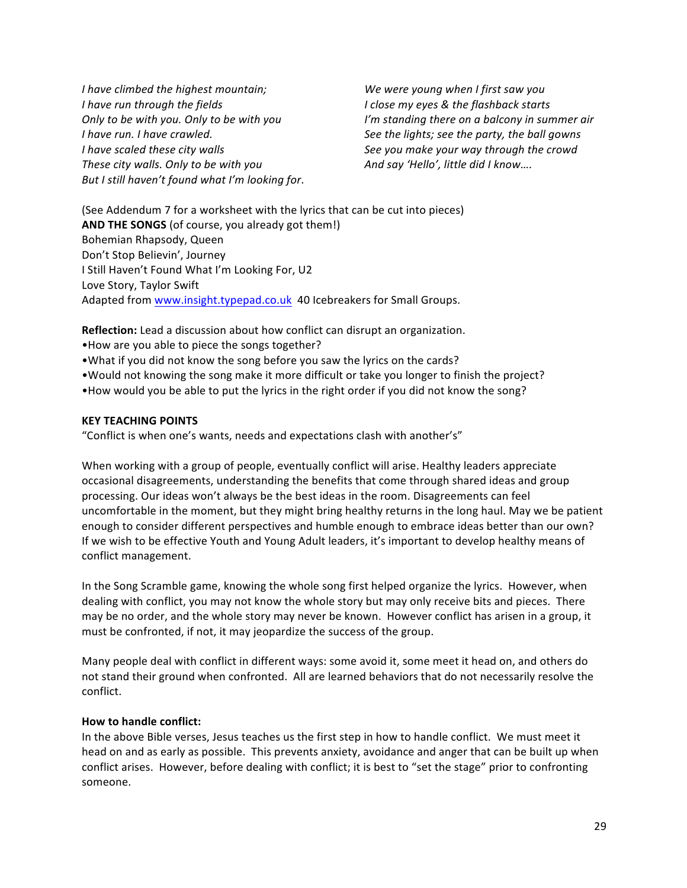*I have climbed the highest mountain;*
*I have run through the fields*
*Only to be with you. Only to be with you*
*I have run. I have crawled.*
*I have scaled these city walls*
*These city walls. Only to be with you*
*But I still haven't found what I'm looking for*.

*We were young when I first saw you*
*I close my eyes & the flashback starts*
*I'm standing there on a balcony in summer air*
*See the lights; see the party, the ball gowns*
*See you make your way through the crowd*
*And say 'Hello', little did I know….*

(See Addendum 7 for a worksheet with the lyrics that can be cut into pieces)
**AND THE SONGS** (of course, you already got them!)
Bohemian Rhapsody, Queen
Don't Stop Believin', Journey
I Still Haven't Found What I'm Looking For, U2
Love Story, Taylor Swift
Adapted from www.insight.typepad.co.uk 40 Icebreakers for Small Groups.

**Reflection:** Lead a discussion about how conflict can disrupt an organization.
- How are you able to piece the songs together?
- What if you did not know the song before you saw the lyrics on the cards?
- Would not knowing the song make it more difficult or take you longer to finish the project?
- How would you be able to put the lyrics in the right order if you did not know the song?

**KEY TEACHING POINTS**
"Conflict is when one's wants, needs and expectations clash with another's"

When working with a group of people, eventually conflict will arise. Healthy leaders appreciate occasional disagreements, understanding the benefits that come through shared ideas and group processing. Our ideas won't always be the best ideas in the room. Disagreements can feel uncomfortable in the moment, but they might bring healthy returns in the long haul. May we be patient enough to consider different perspectives and humble enough to embrace ideas better than our own? If we wish to be effective Youth and Young Adult leaders, it's important to develop healthy means of conflict management.

In the Song Scramble game, knowing the whole song first helped organize the lyrics. However, when dealing with conflict, you may not know the whole story but may only receive bits and pieces. There may be no order, and the whole story may never be known. However conflict has arisen in a group, it must be confronted, if not, it may jeopardize the success of the group.

Many people deal with conflict in different ways: some avoid it, some meet it head on, and others do not stand their ground when confronted. All are learned behaviors that do not necessarily resolve the conflict.

**How to handle conflict:**
In the above Bible verses, Jesus teaches us the first step in how to handle conflict. We must meet it head on and as early as possible. This prevents anxiety, avoidance and anger that can be built up when conflict arises. However, before dealing with conflict; it is best to "set the stage" prior to confronting someone.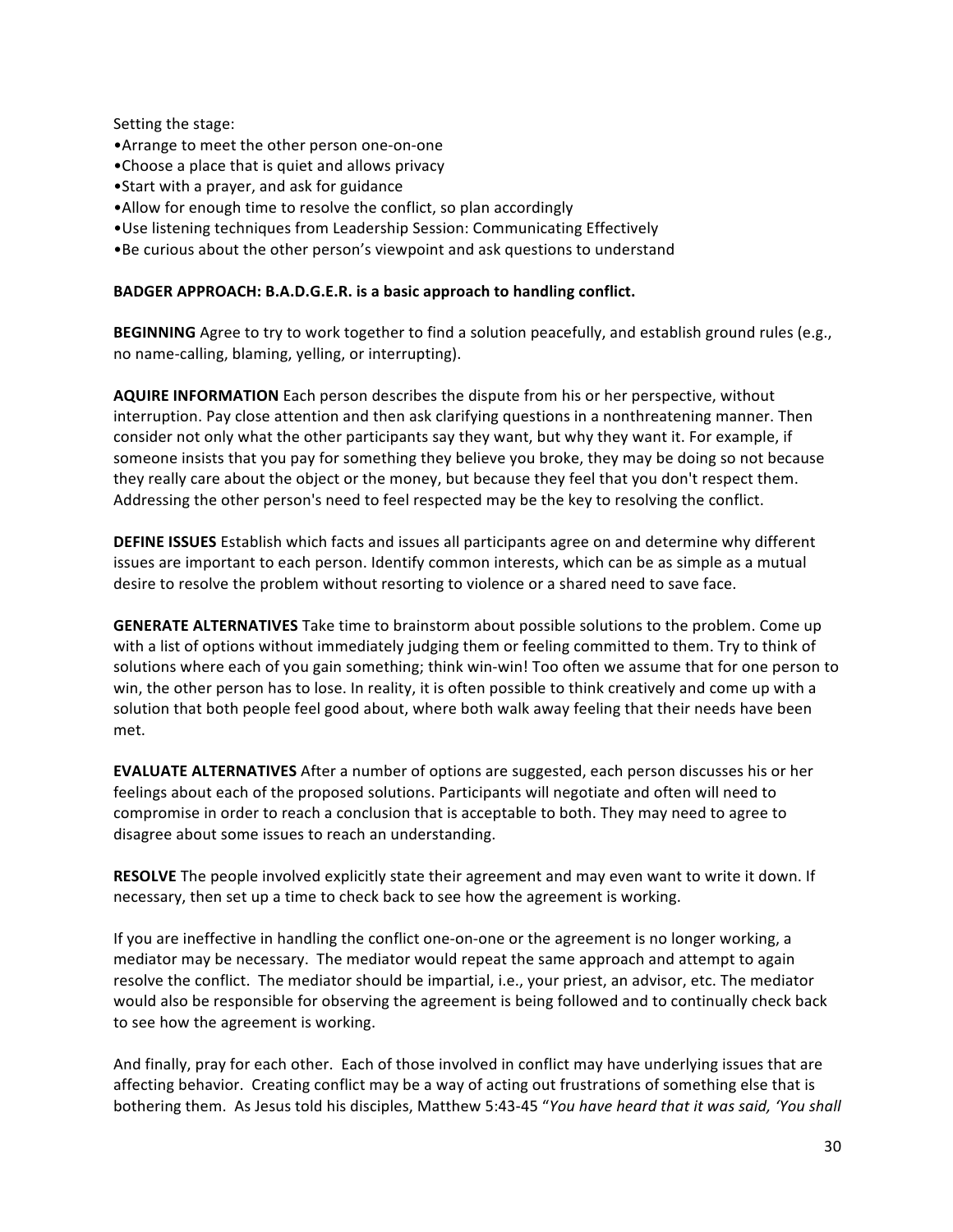Setting the stage:

- Arrange to meet the other person one-on-one
- Choose a place that is quiet and allows privacy
- Start with a prayer, and ask for guidance
- Allow for enough time to resolve the conflict, so plan accordingly
- Use listening techniques from Leadership Session: Communicating Effectively
- Be curious about the other person's viewpoint and ask questions to understand

**BADGER APPROACH: B.A.D.G.E.R. is a basic approach to handling conflict.**

**BEGINNING** Agree to try to work together to find a solution peacefully, and establish ground rules (e.g., no name-calling, blaming, yelling, or interrupting).

**AQUIRE INFORMATION** Each person describes the dispute from his or her perspective, without interruption. Pay close attention and then ask clarifying questions in a nonthreatening manner. Then consider not only what the other participants say they want, but why they want it. For example, if someone insists that you pay for something they believe you broke, they may be doing so not because they really care about the object or the money, but because they feel that you don't respect them. Addressing the other person's need to feel respected may be the key to resolving the conflict.

**DEFINE ISSUES** Establish which facts and issues all participants agree on and determine why different issues are important to each person. Identify common interests, which can be as simple as a mutual desire to resolve the problem without resorting to violence or a shared need to save face.

**GENERATE ALTERNATIVES** Take time to brainstorm about possible solutions to the problem. Come up with a list of options without immediately judging them or feeling committed to them. Try to think of solutions where each of you gain something; think win-win! Too often we assume that for one person to win, the other person has to lose. In reality, it is often possible to think creatively and come up with a solution that both people feel good about, where both walk away feeling that their needs have been met.

**EVALUATE ALTERNATIVES** After a number of options are suggested, each person discusses his or her feelings about each of the proposed solutions. Participants will negotiate and often will need to compromise in order to reach a conclusion that is acceptable to both. They may need to agree to disagree about some issues to reach an understanding.

**RESOLVE** The people involved explicitly state their agreement and may even want to write it down. If necessary, then set up a time to check back to see how the agreement is working.

If you are ineffective in handling the conflict one-on-one or the agreement is no longer working, a mediator may be necessary. The mediator would repeat the same approach and attempt to again resolve the conflict. The mediator should be impartial, i.e., your priest, an advisor, etc. The mediator would also be responsible for observing the agreement is being followed and to continually check back to see how the agreement is working.

And finally, pray for each other. Each of those involved in conflict may have underlying issues that are affecting behavior. Creating conflict may be a way of acting out frustrations of something else that is bothering them. As Jesus told his disciples, Matthew 5:43-45 "*You have heard that it was said, 'You shall*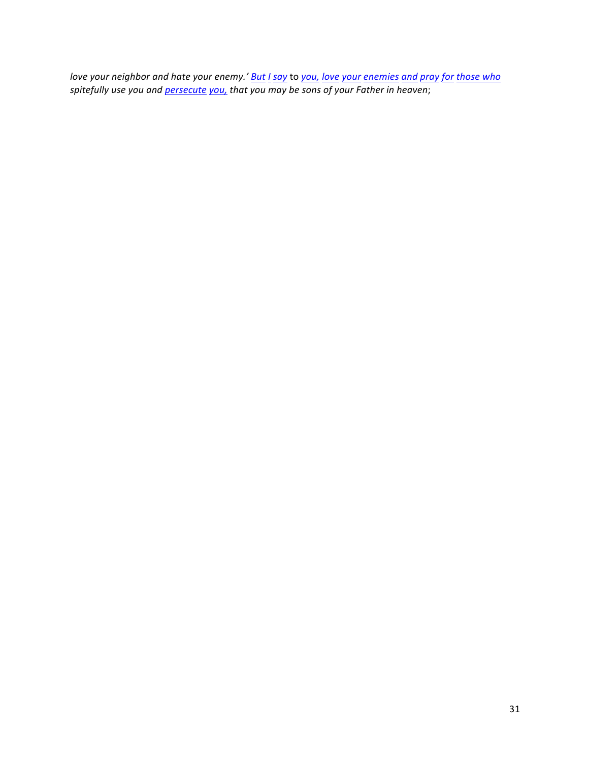*love your neighbor and hate your enemy.' But I say* to *you, love your enemies and pray for those who spitefully use you and persecute you, that you may be sons of your Father in heaven*;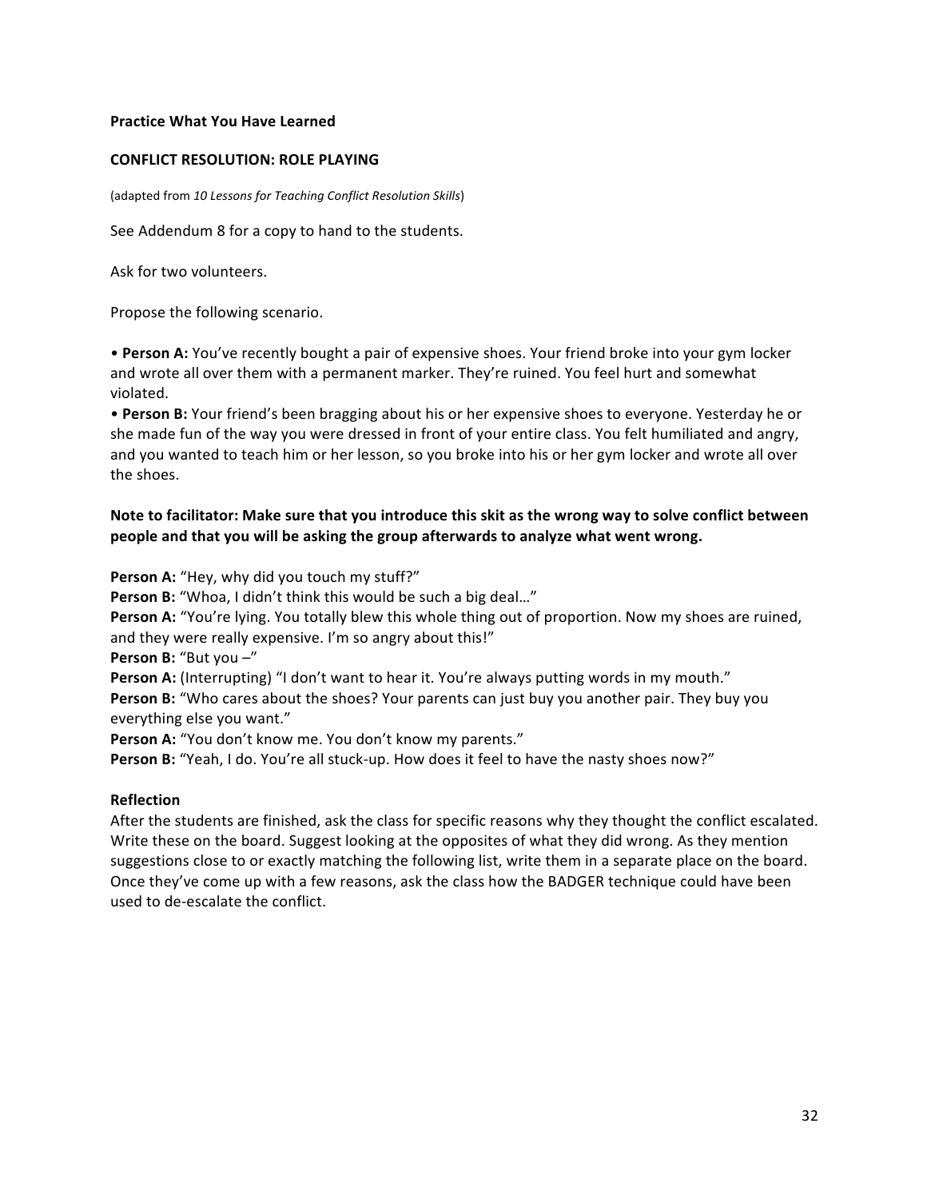**Practice What You Have Learned**

**CONFLICT RESOLUTION: ROLE PLAYING**

(adapted from *10 Lessons for Teaching Conflict Resolution Skills*)

See Addendum 8 for a copy to hand to the students.

Ask for two volunteers.

Propose the following scenario.

- **Person A:** You've recently bought a pair of expensive shoes. Your friend broke into your gym locker and wrote all over them with a permanent marker. They're ruined. You feel hurt and somewhat violated.
- **Person B:** Your friend's been bragging about his or her expensive shoes to everyone. Yesterday he or she made fun of the way you were dressed in front of your entire class. You felt humiliated and angry, and you wanted to teach him or her lesson, so you broke into his or her gym locker and wrote all over the shoes.

**Note to facilitator: Make sure that you introduce this skit as the wrong way to solve conflict between people and that you will be asking the group afterwards to analyze what went wrong.**

**Person A:** "Hey, why did you touch my stuff?"
**Person B:** "Whoa, I didn't think this would be such a big deal…"
**Person A:** "You're lying. You totally blew this whole thing out of proportion. Now my shoes are ruined, and they were really expensive. I'm so angry about this!"
**Person B:** "But you –"
**Person A:** (Interrupting) "I don't want to hear it. You're always putting words in my mouth."
**Person B:** "Who cares about the shoes? Your parents can just buy you another pair. They buy you everything else you want."
**Person A:** "You don't know me. You don't know my parents."
**Person B:** "Yeah, I do. You're all stuck-up. How does it feel to have the nasty shoes now?"

**Reflection**

After the students are finished, ask the class for specific reasons why they thought the conflict escalated. Write these on the board. Suggest looking at the opposites of what they did wrong. As they mention suggestions close to or exactly matching the following list, write them in a separate place on the board. Once they've come up with a few reasons, ask the class how the BADGER technique could have been used to de-escalate the conflict.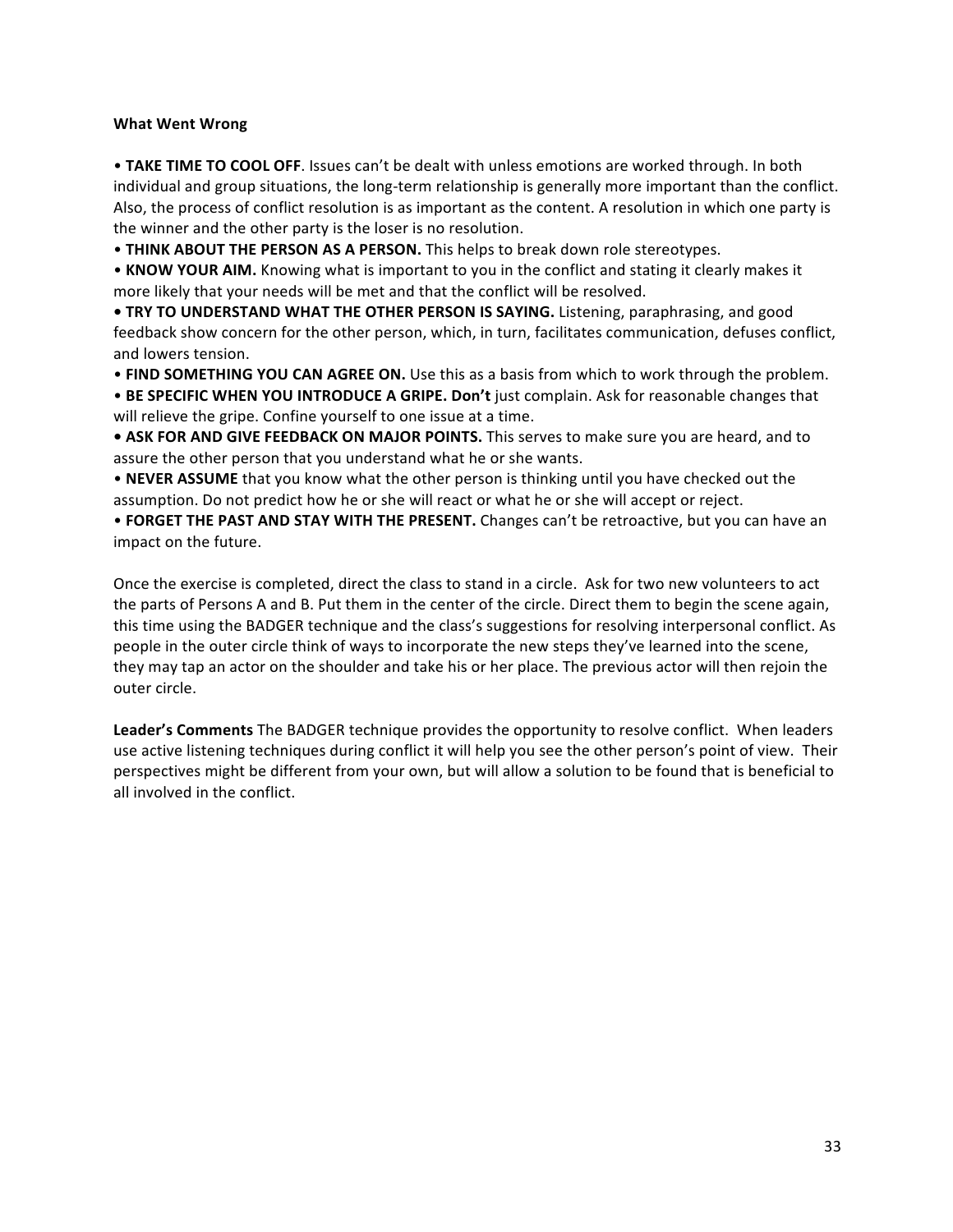**What Went Wrong**

- **TAKE TIME TO COOL OFF**. Issues can't be dealt with unless emotions are worked through. In both individual and group situations, the long-term relationship is generally more important than the conflict. Also, the process of conflict resolution is as important as the content. A resolution in which one party is the winner and the other party is the loser is no resolution.
- **THINK ABOUT THE PERSON AS A PERSON.** This helps to break down role stereotypes.
- **KNOW YOUR AIM.** Knowing what is important to you in the conflict and stating it clearly makes it more likely that your needs will be met and that the conflict will be resolved.
- **TRY TO UNDERSTAND WHAT THE OTHER PERSON IS SAYING.** Listening, paraphrasing, and good feedback show concern for the other person, which, in turn, facilitates communication, defuses conflict, and lowers tension.
- **FIND SOMETHING YOU CAN AGREE ON.** Use this as a basis from which to work through the problem.
- **BE SPECIFIC WHEN YOU INTRODUCE A GRIPE. Don't** just complain. Ask for reasonable changes that will relieve the gripe. Confine yourself to one issue at a time.
- **ASK FOR AND GIVE FEEDBACK ON MAJOR POINTS.** This serves to make sure you are heard, and to assure the other person that you understand what he or she wants.
- **NEVER ASSUME** that you know what the other person is thinking until you have checked out the assumption. Do not predict how he or she will react or what he or she will accept or reject.
- **FORGET THE PAST AND STAY WITH THE PRESENT.** Changes can't be retroactive, but you can have an impact on the future.

Once the exercise is completed, direct the class to stand in a circle. Ask for two new volunteers to act the parts of Persons A and B. Put them in the center of the circle. Direct them to begin the scene again, this time using the BADGER technique and the class's suggestions for resolving interpersonal conflict. As people in the outer circle think of ways to incorporate the new steps they've learned into the scene, they may tap an actor on the shoulder and take his or her place. The previous actor will then rejoin the outer circle.

**Leader's Comments** The BADGER technique provides the opportunity to resolve conflict. When leaders use active listening techniques during conflict it will help you see the other person's point of view. Their perspectives might be different from your own, but will allow a solution to be found that is beneficial to all involved in the conflict.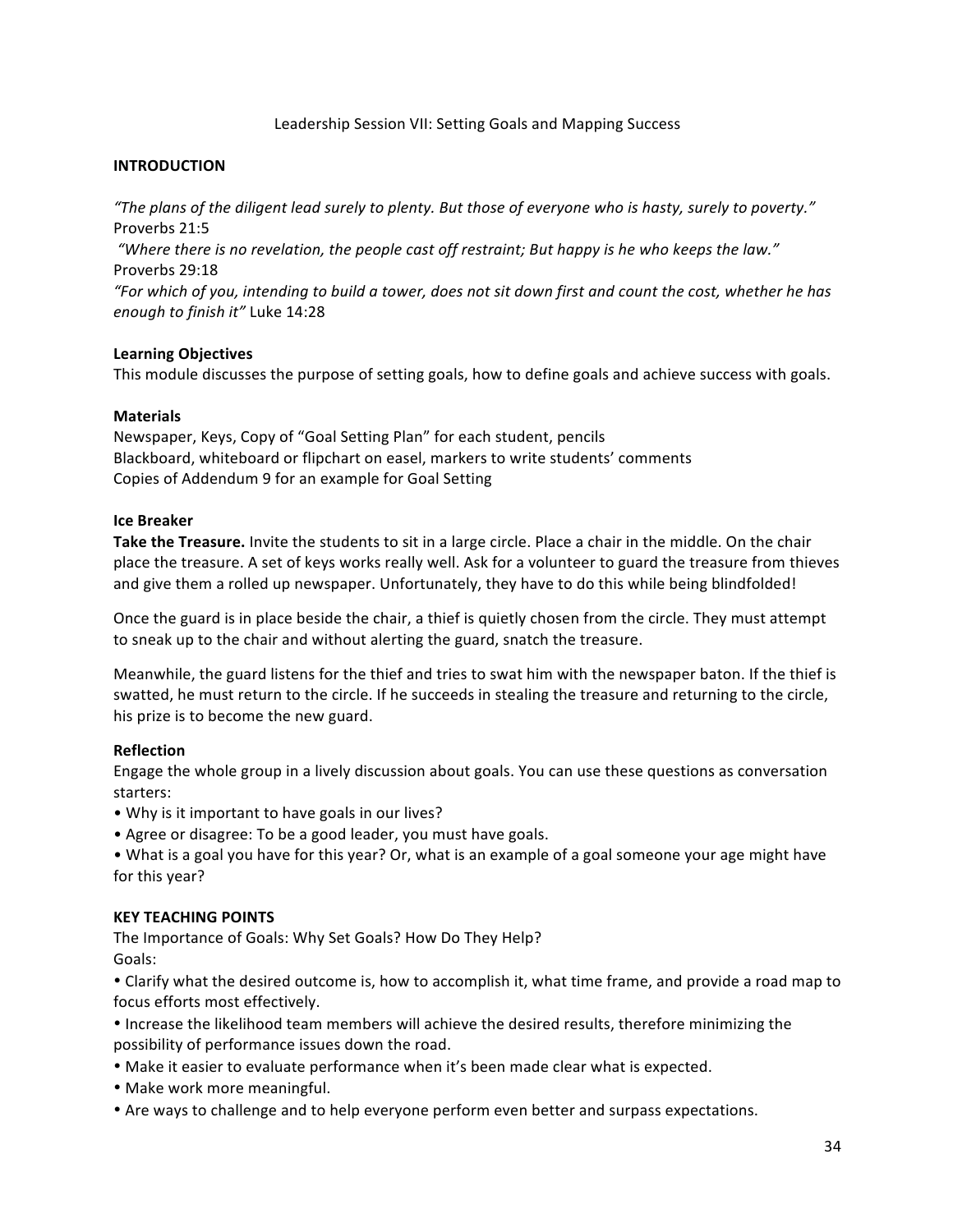# Leadership Session VII: Setting Goals and Mapping Success

## INTRODUCTION

*"The plans of the diligent lead surely to plenty. But those of everyone who is hasty, surely to poverty."* Proverbs 21:5

*"Where there is no revelation, the people cast off restraint; But happy is he who keeps the law."* Proverbs 29:18

*"For which of you, intending to build a tower, does not sit down first and count the cost, whether he has enough to finish it"* Luke 14:28

### Learning Objectives

This module discusses the purpose of setting goals, how to define goals and achieve success with goals.

### Materials

Newspaper, Keys, Copy of "Goal Setting Plan" for each student, pencils
Blackboard, whiteboard or flipchart on easel, markers to write students' comments
Copies of Addendum 9 for an example for Goal Setting

### Ice Breaker

**Take the Treasure.** Invite the students to sit in a large circle. Place a chair in the middle. On the chair place the treasure. A set of keys works really well. Ask for a volunteer to guard the treasure from thieves and give them a rolled up newspaper. Unfortunately, they have to do this while being blindfolded!

Once the guard is in place beside the chair, a thief is quietly chosen from the circle. They must attempt to sneak up to the chair and without alerting the guard, snatch the treasure.

Meanwhile, the guard listens for the thief and tries to swat him with the newspaper baton. If the thief is swatted, he must return to the circle. If he succeeds in stealing the treasure and returning to the circle, his prize is to become the new guard.

### Reflection

Engage the whole group in a lively discussion about goals. You can use these questions as conversation starters:

- Why is it important to have goals in our lives?
- Agree or disagree: To be a good leader, you must have goals.
- What is a goal you have for this year? Or, what is an example of a goal someone your age might have for this year?

## KEY TEACHING POINTS

The Importance of Goals: Why Set Goals? How Do They Help?
Goals:

- Clarify what the desired outcome is, how to accomplish it, what time frame, and provide a road map to focus efforts most effectively.
- Increase the likelihood team members will achieve the desired results, therefore minimizing the possibility of performance issues down the road.
- Make it easier to evaluate performance when it's been made clear what is expected.
- Make work more meaningful.
- Are ways to challenge and to help everyone perform even better and surpass expectations.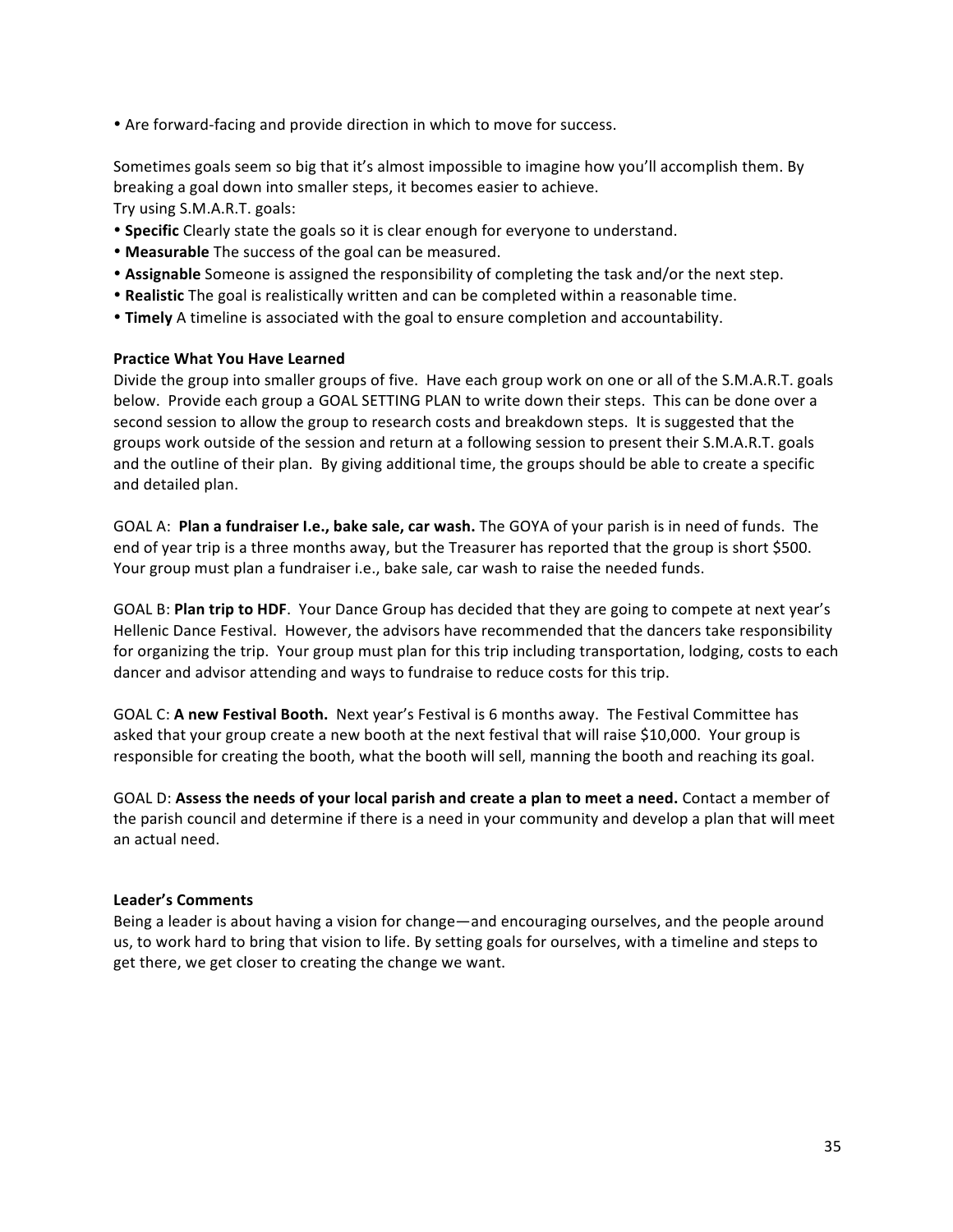- Are forward-facing and provide direction in which to move for success.

Sometimes goals seem so big that it's almost impossible to imagine how you'll accomplish them. By breaking a goal down into smaller steps, it becomes easier to achieve.
Try using S.M.A.R.T. goals:

- **Specific** Clearly state the goals so it is clear enough for everyone to understand.
- **Measurable** The success of the goal can be measured.
- **Assignable** Someone is assigned the responsibility of completing the task and/or the next step.
- **Realistic** The goal is realistically written and can be completed within a reasonable time.
- **Timely** A timeline is associated with the goal to ensure completion and accountability.

**Practice What You Have Learned**

Divide the group into smaller groups of five. Have each group work on one or all of the S.M.A.R.T. goals below. Provide each group a GOAL SETTING PLAN to write down their steps. This can be done over a second session to allow the group to research costs and breakdown steps. It is suggested that the groups work outside of the session and return at a following session to present their S.M.A.R.T. goals and the outline of their plan. By giving additional time, the groups should be able to create a specific and detailed plan.

GOAL A: **Plan a fundraiser I.e., bake sale, car wash.** The GOYA of your parish is in need of funds. The end of year trip is a three months away, but the Treasurer has reported that the group is short $500. Your group must plan a fundraiser i.e., bake sale, car wash to raise the needed funds.

GOAL B: **Plan trip to HDF**. Your Dance Group has decided that they are going to compete at next year's Hellenic Dance Festival. However, the advisors have recommended that the dancers take responsibility for organizing the trip. Your group must plan for this trip including transportation, lodging, costs to each dancer and advisor attending and ways to fundraise to reduce costs for this trip.

GOAL C: **A new Festival Booth.** Next year's Festival is 6 months away. The Festival Committee has asked that your group create a new booth at the next festival that will raise $10,000. Your group is responsible for creating the booth, what the booth will sell, manning the booth and reaching its goal.

GOAL D: **Assess the needs of your local parish and create a plan to meet a need.** Contact a member of the parish council and determine if there is a need in your community and develop a plan that will meet an actual need.

**Leader's Comments**

Being a leader is about having a vision for change—and encouraging ourselves, and the people around us, to work hard to bring that vision to life. By setting goals for ourselves, with a timeline and steps to get there, we get closer to creating the change we want.